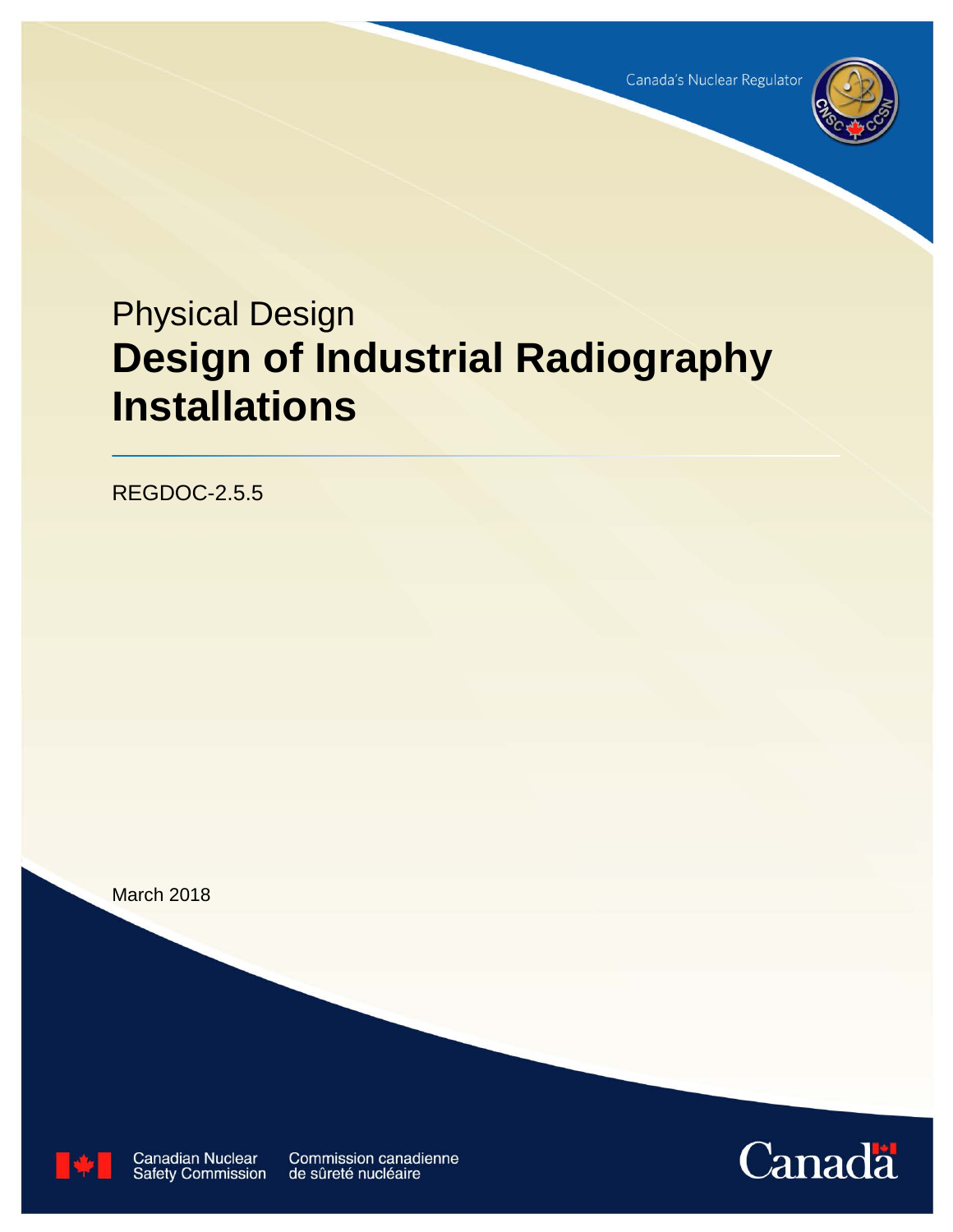Canada's Nuclear Regulator

Physical Design

# Design of Industrial Radiography Installations

REGDOC-2.5.5

March 2018

Canadian Nuclear Safety Commission

Commission canadienne de sûreté nucléaire

Canada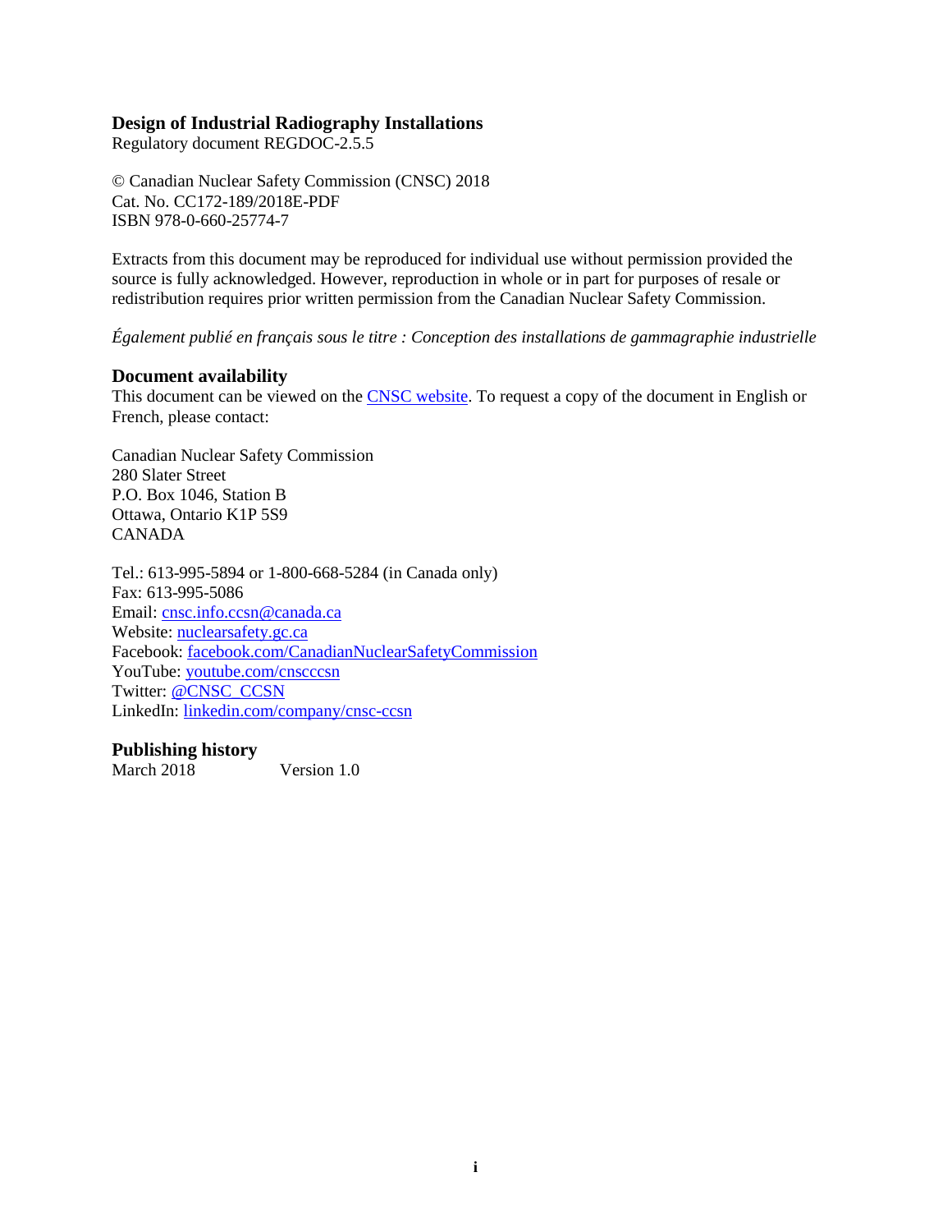**Design of Industrial Radiography Installations**
Regulatory document REGDOC-2.5.5

© Canadian Nuclear Safety Commission (CNSC) 2018
Cat. No. CC172-189/2018E-PDF
ISBN 978-0-660-25774-7

Extracts from this document may be reproduced for individual use without permission provided the source is fully acknowledged. However, reproduction in whole or in part for purposes of resale or redistribution requires prior written permission from the Canadian Nuclear Safety Commission.

*Également publié en français sous le titre : Conception des installations de gammagraphie industrielle*

## Document availability

This document can be viewed on the CNSC website. To request a copy of the document in English or French, please contact:

Canadian Nuclear Safety Commission
280 Slater Street
P.O. Box 1046, Station B
Ottawa, Ontario K1P 5S9
CANADA

Tel.: 613-995-5894 or 1-800-668-5284 (in Canada only)
Fax: 613-995-5086
Email: cnsc.info.ccsn@canada.ca
Website: nuclearsafety.gc.ca
Facebook: facebook.com/CanadianNuclearSafetyCommission
YouTube: youtube.com/cnscccsn
Twitter: @CNSC_CCSN
LinkedIn: linkedin.com/company/cnsc-ccsn

## Publishing history

March 2018 Version 1.0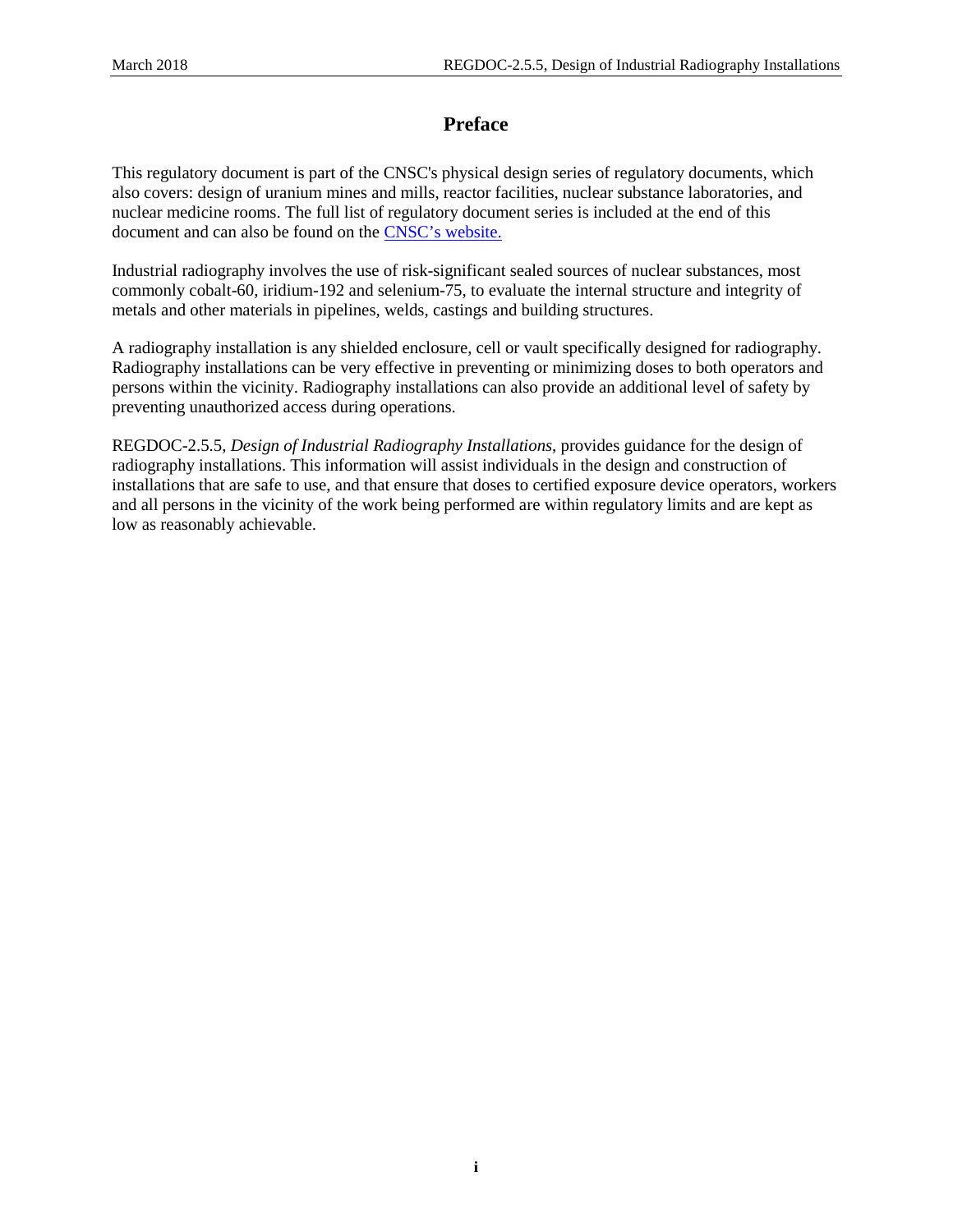# Preface

This regulatory document is part of the CNSC's physical design series of regulatory documents, which also covers: design of uranium mines and mills, reactor facilities, nuclear substance laboratories, and nuclear medicine rooms. The full list of regulatory document series is included at the end of this document and can also be found on the [CNSC's website.](http://www.nuclearsafety.gc.ca)

Industrial radiography involves the use of risk-significant sealed sources of nuclear substances, most commonly cobalt-60, iridium-192 and selenium-75, to evaluate the internal structure and integrity of metals and other materials in pipelines, welds, castings and building structures.

A radiography installation is any shielded enclosure, cell or vault specifically designed for radiography. Radiography installations can be very effective in preventing or minimizing doses to both operators and persons within the vicinity. Radiography installations can also provide an additional level of safety by preventing unauthorized access during operations.

REGDOC-2.5.5, *Design of Industrial Radiography Installations*, provides guidance for the design of radiography installations. This information will assist individuals in the design and construction of installations that are safe to use, and that ensure that doses to certified exposure device operators, workers and all persons in the vicinity of the work being performed are within regulatory limits and are kept as low as reasonably achievable.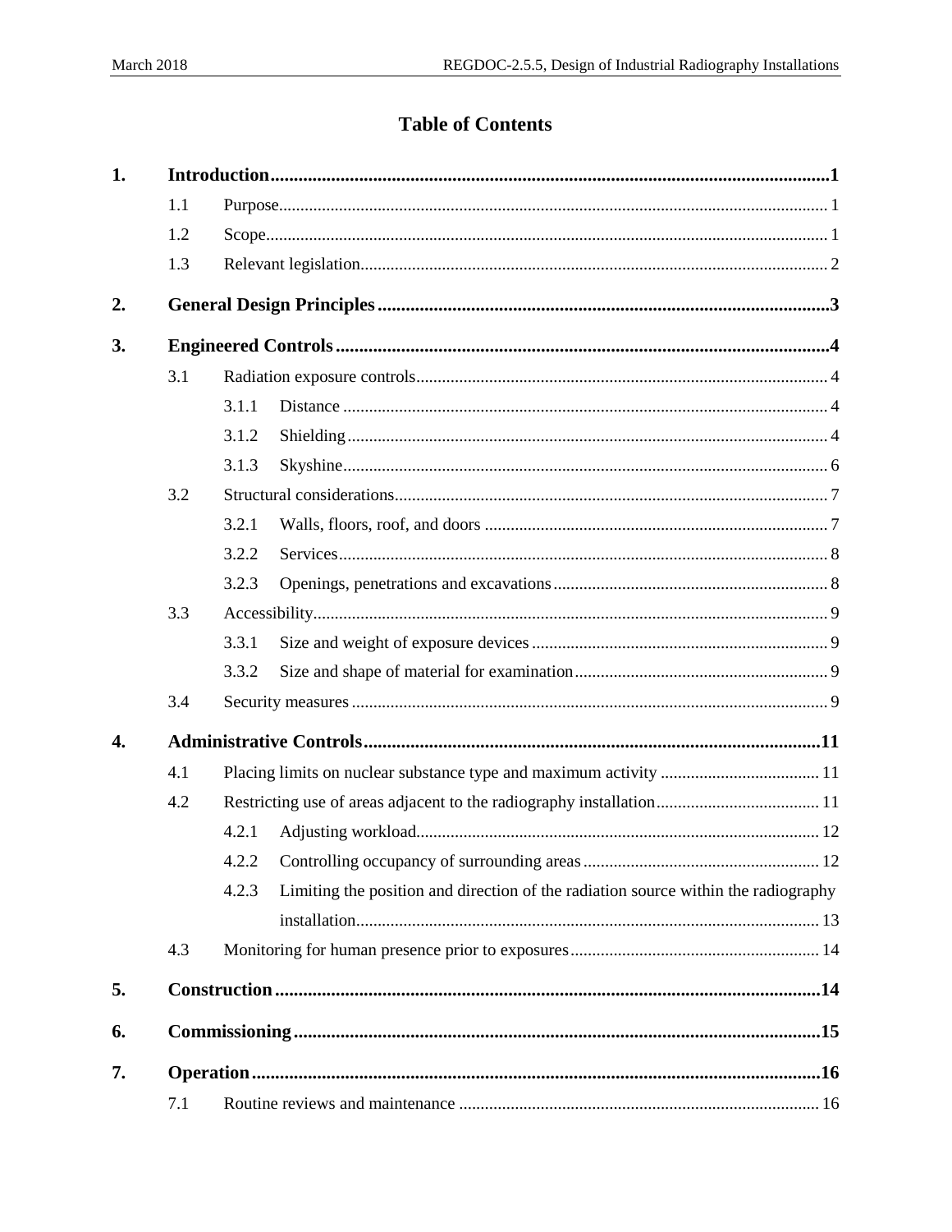# Table of Contents

| | | | |
|---|---|---|---|
| **1.** | **Introduction** | | **1** |
| | 1.1 | Purpose | 1 |
| | 1.2 | Scope | 1 |
| | 1.3 | Relevant legislation | 2 |
| **2.** | **General Design Principles** | | **3** |
| **3.** | **Engineered Controls** | | **4** |
| | 3.1 | Radiation exposure controls | 4 |
| | 3.1.1 | Distance | 4 |
| | 3.1.2 | Shielding | 4 |
| | 3.1.3 | Skyshine | 6 |
| | 3.2 | Structural considerations | 7 |
| | 3.2.1 | Walls, floors, roof, and doors | 7 |
| | 3.2.2 | Services | 8 |
| | 3.2.3 | Openings, penetrations and excavations | 8 |
| | 3.3 | Accessibility | 9 |
| | 3.3.1 | Size and weight of exposure devices | 9 |
| | 3.3.2 | Size and shape of material for examination | 9 |
| | 3.4 | Security measures | 9 |
| **4.** | **Administrative Controls** | | **11** |
| | 4.1 | Placing limits on nuclear substance type and maximum activity | 11 |
| | 4.2 | Restricting use of areas adjacent to the radiography installation | 11 |
| | 4.2.1 | Adjusting workload | 12 |
| | 4.2.2 | Controlling occupancy of surrounding areas | 12 |
| | 4.2.3 | Limiting the position and direction of the radiation source within the radiography installation | 13 |
| | 4.3 | Monitoring for human presence prior to exposures | 14 |
| **5.** | **Construction** | | **14** |
| **6.** | **Commissioning** | | **15** |
| **7.** | **Operation** | | **16** |
| | 7.1 | Routine reviews and maintenance | 16 |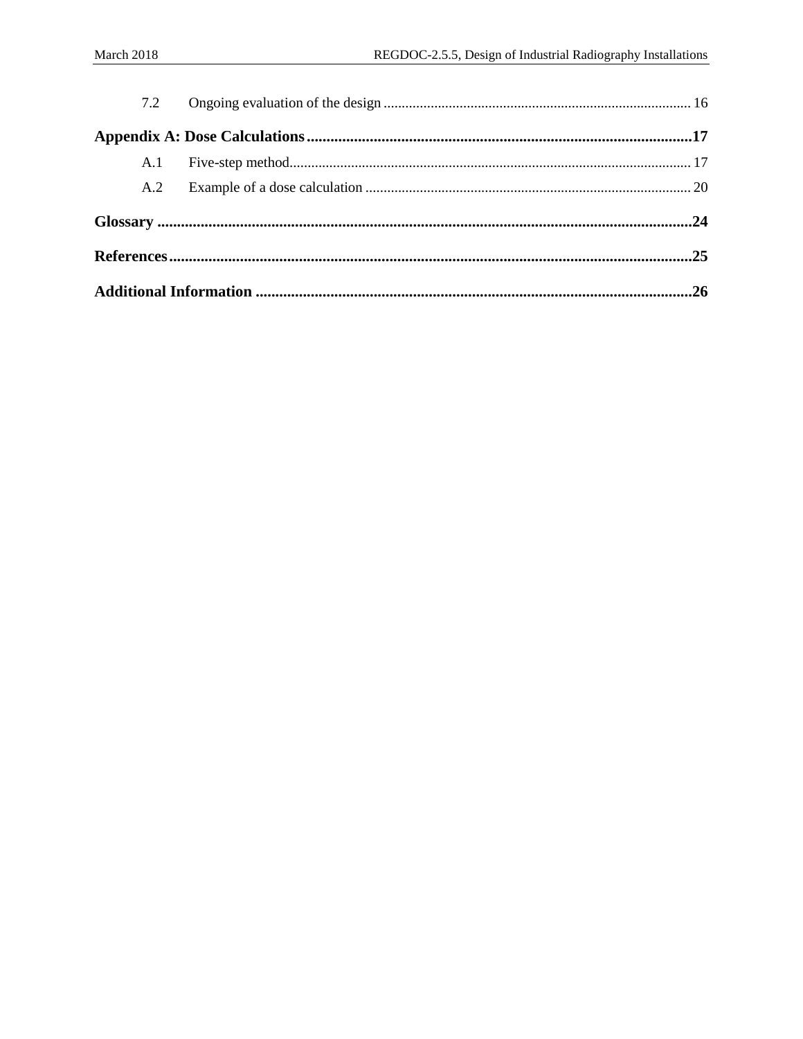| | | |
|---|---|---|
| 7.2 | Ongoing evaluation of the design | 16 |
| **Appendix A: Dose Calculations** | | **17** |
| A.1 | Five-step method | 17 |
| A.2 | Example of a dose calculation | 20 |
| **Glossary** | | **24** |
| **References** | | **25** |
| **Additional Information** | | **26** |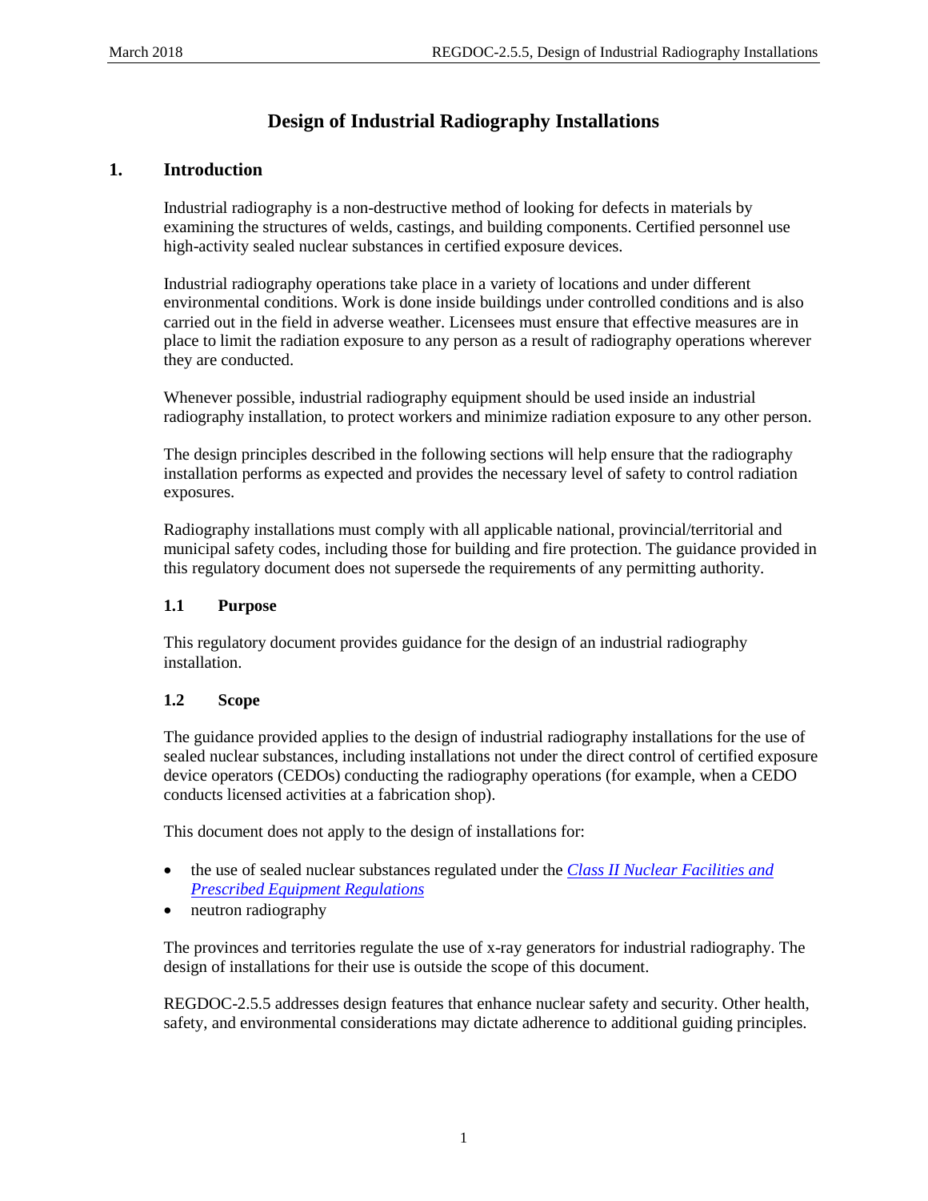# Design of Industrial Radiography Installations

## 1. Introduction

Industrial radiography is a non-destructive method of looking for defects in materials by examining the structures of welds, castings, and building components. Certified personnel use high-activity sealed nuclear substances in certified exposure devices.

Industrial radiography operations take place in a variety of locations and under different environmental conditions. Work is done inside buildings under controlled conditions and is also carried out in the field in adverse weather. Licensees must ensure that effective measures are in place to limit the radiation exposure to any person as a result of radiography operations wherever they are conducted.

Whenever possible, industrial radiography equipment should be used inside an industrial radiography installation, to protect workers and minimize radiation exposure to any other person.

The design principles described in the following sections will help ensure that the radiography installation performs as expected and provides the necessary level of safety to control radiation exposures.

Radiography installations must comply with all applicable national, provincial/territorial and municipal safety codes, including those for building and fire protection. The guidance provided in this regulatory document does not supersede the requirements of any permitting authority.

### 1.1 Purpose

This regulatory document provides guidance for the design of an industrial radiography installation.

### 1.2 Scope

The guidance provided applies to the design of industrial radiography installations for the use of sealed nuclear substances, including installations not under the direct control of certified exposure device operators (CEDOs) conducting the radiography operations (for example, when a CEDO conducts licensed activities at a fabrication shop).

This document does not apply to the design of installations for:

- the use of sealed nuclear substances regulated under the *Class II Nuclear Facilities and Prescribed Equipment Regulations*
- neutron radiography

The provinces and territories regulate the use of x-ray generators for industrial radiography. The design of installations for their use is outside the scope of this document.

REGDOC-2.5.5 addresses design features that enhance nuclear safety and security. Other health, safety, and environmental considerations may dictate adherence to additional guiding principles.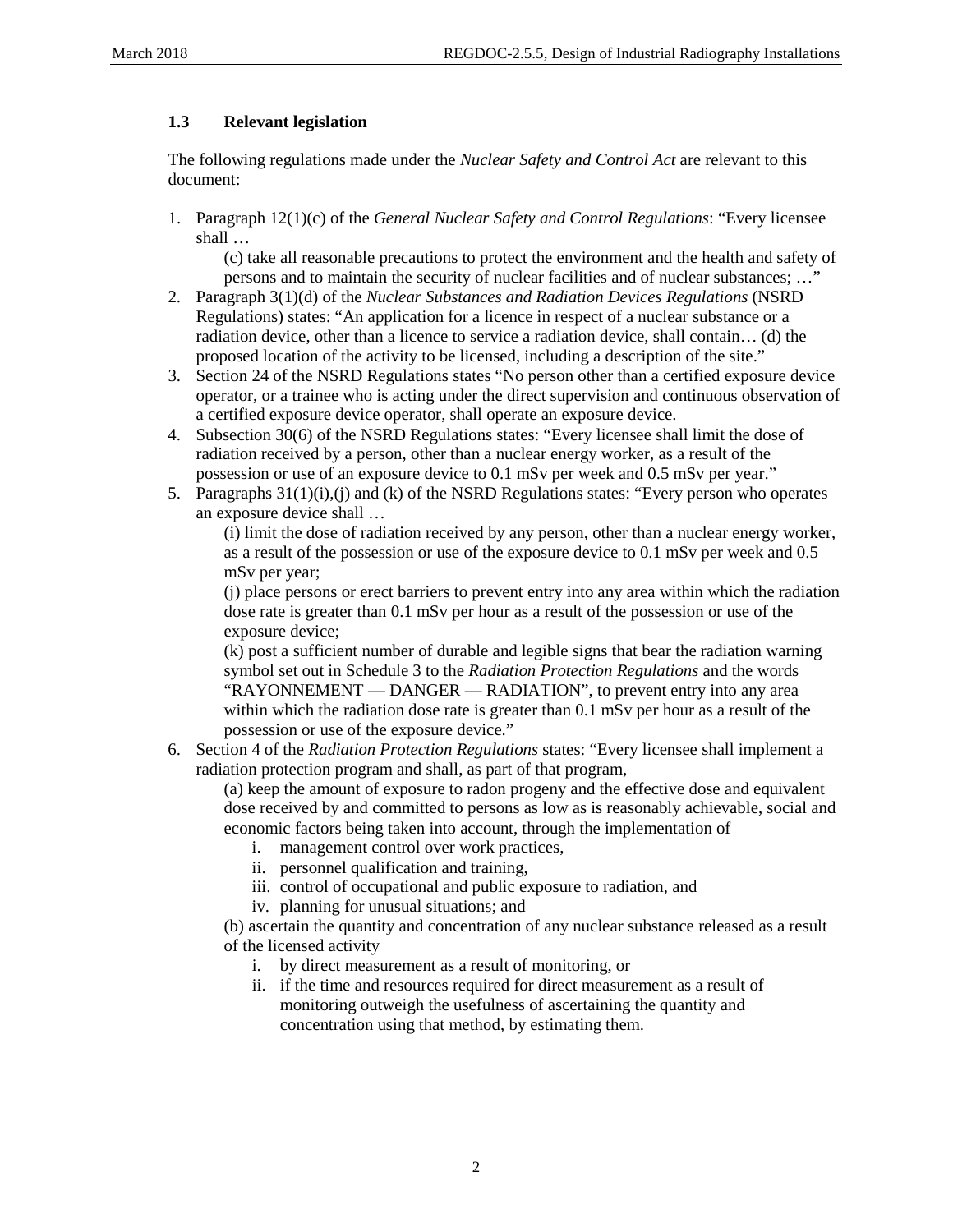### 1.3 Relevant legislation

The following regulations made under the *Nuclear Safety and Control Act* are relevant to this document:

1. Paragraph 12(1)(c) of the *General Nuclear Safety and Control Regulations*: "Every licensee shall …

   (c) take all reasonable precautions to protect the environment and the health and safety of persons and to maintain the security of nuclear facilities and of nuclear substances; …"
2. Paragraph 3(1)(d) of the *Nuclear Substances and Radiation Devices Regulations* (NSRD Regulations) states: "An application for a licence in respect of a nuclear substance or a radiation device, other than a licence to service a radiation device, shall contain… (d) the proposed location of the activity to be licensed, including a description of the site."
3. Section 24 of the NSRD Regulations states "No person other than a certified exposure device operator, or a trainee who is acting under the direct supervision and continuous observation of a certified exposure device operator, shall operate an exposure device.
4. Subsection 30(6) of the NSRD Regulations states: "Every licensee shall limit the dose of radiation received by a person, other than a nuclear energy worker, as a result of the possession or use of an exposure device to 0.1 mSv per week and 0.5 mSv per year."
5. Paragraphs 31(1)(i),(j) and (k) of the NSRD Regulations states: "Every person who operates an exposure device shall …

   (i) limit the dose of radiation received by any person, other than a nuclear energy worker, as a result of the possession or use of the exposure device to 0.1 mSv per week and 0.5 mSv per year;

   (j) place persons or erect barriers to prevent entry into any area within which the radiation dose rate is greater than 0.1 mSv per hour as a result of the possession or use of the exposure device;

   (k) post a sufficient number of durable and legible signs that bear the radiation warning symbol set out in Schedule 3 to the *Radiation Protection Regulations* and the words "RAYONNEMENT — DANGER — RADIATION", to prevent entry into any area within which the radiation dose rate is greater than 0.1 mSv per hour as a result of the possession or use of the exposure device."
6. Section 4 of the *Radiation Protection Regulations* states: "Every licensee shall implement a radiation protection program and shall, as part of that program,

   (a) keep the amount of exposure to radon progeny and the effective dose and equivalent dose received by and committed to persons as low as is reasonably achievable, social and economic factors being taken into account, through the implementation of

   i. management control over work practices,
   ii. personnel qualification and training,
   iii. control of occupational and public exposure to radiation, and
   iv. planning for unusual situations; and

   (b) ascertain the quantity and concentration of any nuclear substance released as a result of the licensed activity

   i. by direct measurement as a result of monitoring, or
   ii. if the time and resources required for direct measurement as a result of monitoring outweigh the usefulness of ascertaining the quantity and concentration using that method, by estimating them.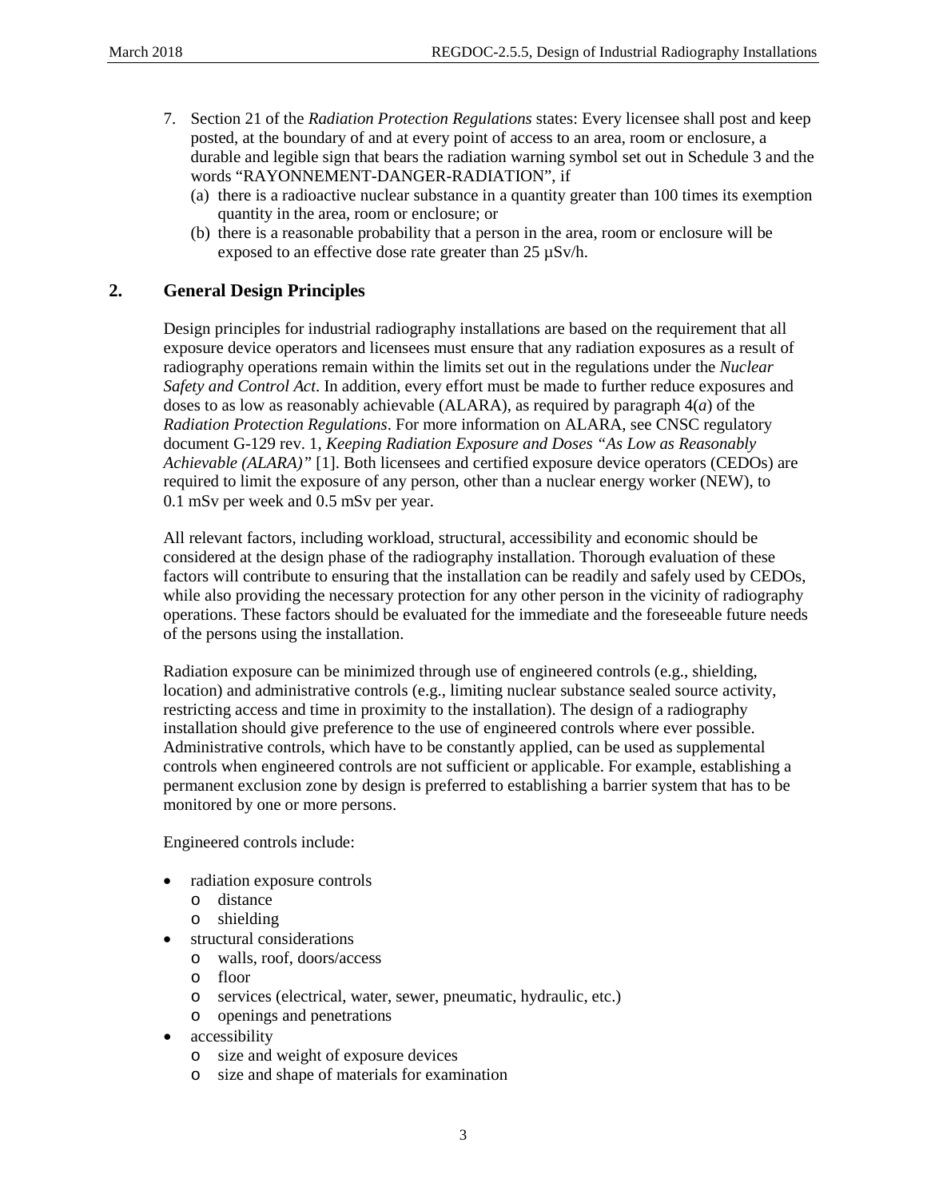7. Section 21 of the *Radiation Protection Regulations* states: Every licensee shall post and keep posted, at the boundary of and at every point of access to an area, room or enclosure, a durable and legible sign that bears the radiation warning symbol set out in Schedule 3 and the words "RAYONNEMENT-DANGER-RADIATION", if
   (a) there is a radioactive nuclear substance in a quantity greater than 100 times its exemption quantity in the area, room or enclosure; or
   (b) there is a reasonable probability that a person in the area, room or enclosure will be exposed to an effective dose rate greater than 25 µSv/h.

## 2. General Design Principles

Design principles for industrial radiography installations are based on the requirement that all exposure device operators and licensees must ensure that any radiation exposures as a result of radiography operations remain within the limits set out in the regulations under the *Nuclear Safety and Control Act*. In addition, every effort must be made to further reduce exposures and doses to as low as reasonably achievable (ALARA), as required by paragraph 4(*a*) of the *Radiation Protection Regulations*. For more information on ALARA, see CNSC regulatory document G-129 rev. 1, *Keeping Radiation Exposure and Doses "As Low as Reasonably Achievable (ALARA)"* [1]. Both licensees and certified exposure device operators (CEDOs) are required to limit the exposure of any person, other than a nuclear energy worker (NEW), to 0.1 mSv per week and 0.5 mSv per year.

All relevant factors, including workload, structural, accessibility and economic should be considered at the design phase of the radiography installation. Thorough evaluation of these factors will contribute to ensuring that the installation can be readily and safely used by CEDOs, while also providing the necessary protection for any other person in the vicinity of radiography operations. These factors should be evaluated for the immediate and the foreseeable future needs of the persons using the installation.

Radiation exposure can be minimized through use of engineered controls (e.g., shielding, location) and administrative controls (e.g., limiting nuclear substance sealed source activity, restricting access and time in proximity to the installation). The design of a radiography installation should give preference to the use of engineered controls where ever possible. Administrative controls, which have to be constantly applied, can be used as supplemental controls when engineered controls are not sufficient or applicable. For example, establishing a permanent exclusion zone by design is preferred to establishing a barrier system that has to be monitored by one or more persons.

Engineered controls include:

- radiation exposure controls
  - distance
  - shielding
- structural considerations
  - walls, roof, doors/access
  - floor
  - services (electrical, water, sewer, pneumatic, hydraulic, etc.)
  - openings and penetrations
- accessibility
  - size and weight of exposure devices
  - size and shape of materials for examination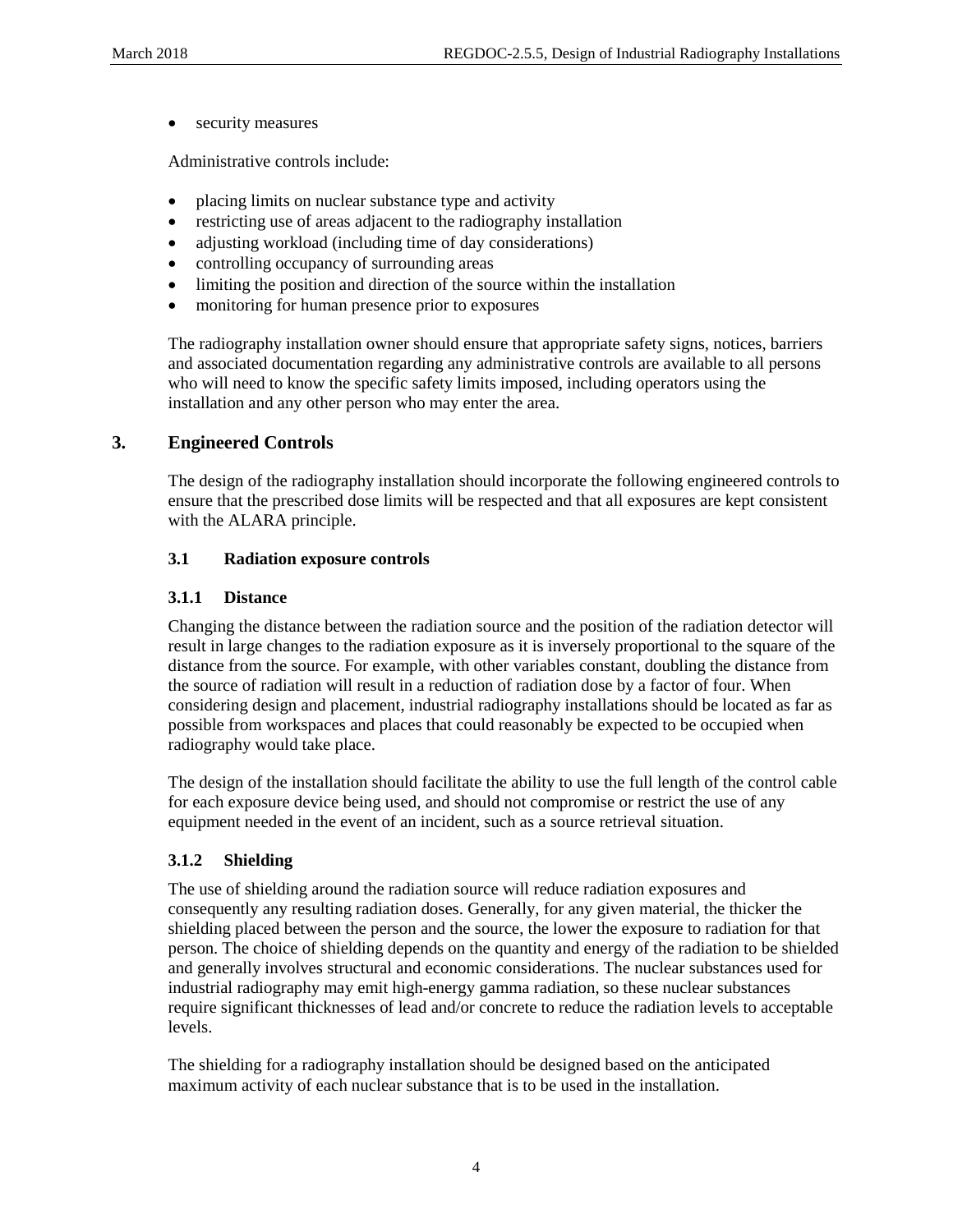- security measures

Administrative controls include:

- placing limits on nuclear substance type and activity
- restricting use of areas adjacent to the radiography installation
- adjusting workload (including time of day considerations)
- controlling occupancy of surrounding areas
- limiting the position and direction of the source within the installation
- monitoring for human presence prior to exposures

The radiography installation owner should ensure that appropriate safety signs, notices, barriers and associated documentation regarding any administrative controls are available to all persons who will need to know the specific safety limits imposed, including operators using the installation and any other person who may enter the area.

# 3. Engineered Controls

The design of the radiography installation should incorporate the following engineered controls to ensure that the prescribed dose limits will be respected and that all exposures are kept consistent with the ALARA principle.

## 3.1 Radiation exposure controls

### 3.1.1 Distance

Changing the distance between the radiation source and the position of the radiation detector will result in large changes to the radiation exposure as it is inversely proportional to the square of the distance from the source. For example, with other variables constant, doubling the distance from the source of radiation will result in a reduction of radiation dose by a factor of four. When considering design and placement, industrial radiography installations should be located as far as possible from workspaces and places that could reasonably be expected to be occupied when radiography would take place.

The design of the installation should facilitate the ability to use the full length of the control cable for each exposure device being used, and should not compromise or restrict the use of any equipment needed in the event of an incident, such as a source retrieval situation.

### 3.1.2 Shielding

The use of shielding around the radiation source will reduce radiation exposures and consequently any resulting radiation doses. Generally, for any given material, the thicker the shielding placed between the person and the source, the lower the exposure to radiation for that person. The choice of shielding depends on the quantity and energy of the radiation to be shielded and generally involves structural and economic considerations. The nuclear substances used for industrial radiography may emit high-energy gamma radiation, so these nuclear substances require significant thicknesses of lead and/or concrete to reduce the radiation levels to acceptable levels.

The shielding for a radiography installation should be designed based on the anticipated maximum activity of each nuclear substance that is to be used in the installation.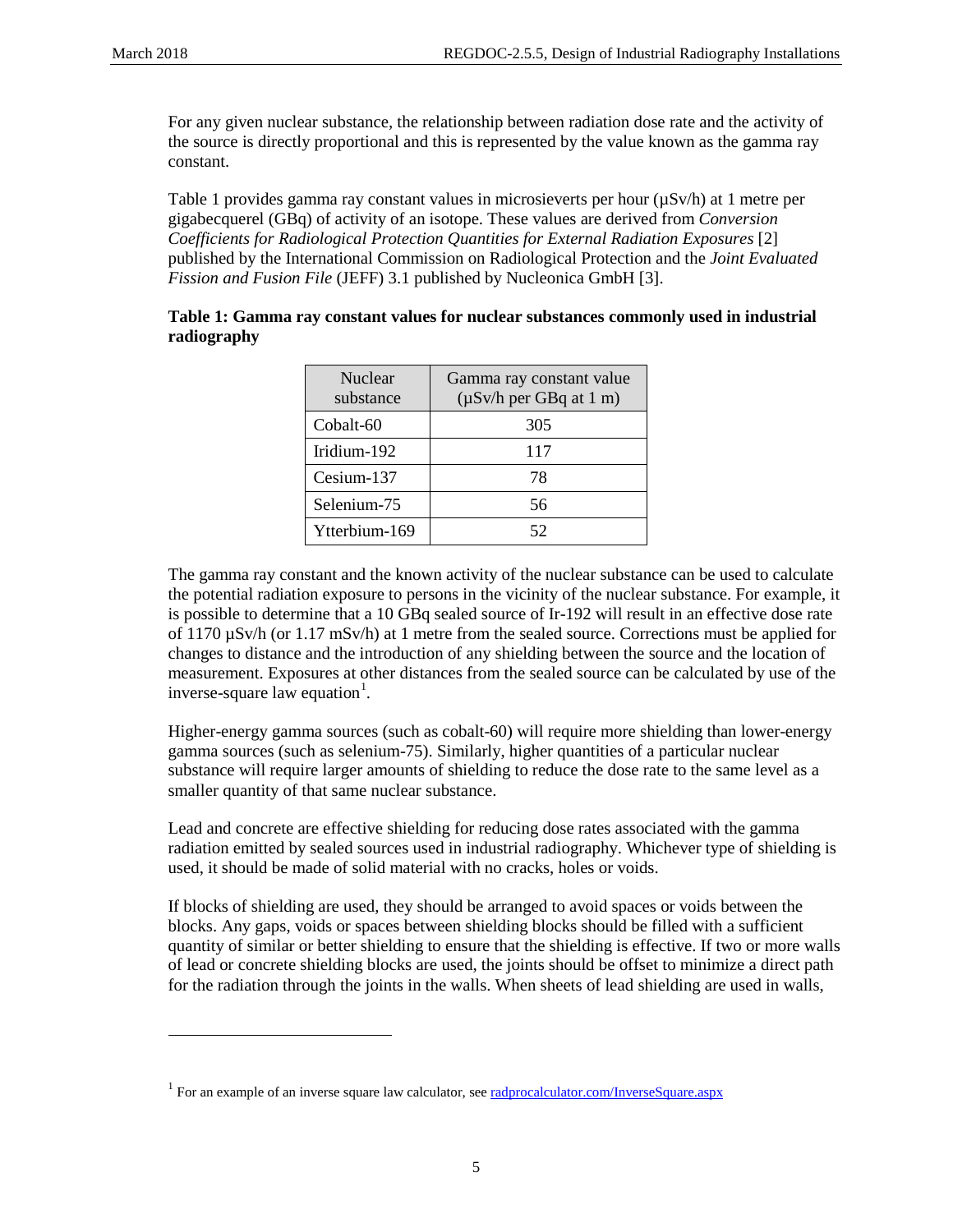For any given nuclear substance, the relationship between radiation dose rate and the activity of the source is directly proportional and this is represented by the value known as the gamma ray constant.

Table 1 provides gamma ray constant values in microsieverts per hour (µSv/h) at 1 metre per gigabecquerel (GBq) of activity of an isotope. These values are derived from *Conversion Coefficients for Radiological Protection Quantities for External Radiation Exposures* [2] published by the International Commission on Radiological Protection and the *Joint Evaluated Fission and Fusion File* (JEFF) 3.1 published by Nucleonica GmbH [3].

**Table 1: Gamma ray constant values for nuclear substances commonly used in industrial radiography**

| Nuclear substance | Gamma ray constant value (µSv/h per GBq at 1 m) |
|---|---|
| Cobalt-60 | 305 |
| Iridium-192 | 117 |
| Cesium-137 | 78 |
| Selenium-75 | 56 |
| Ytterbium-169 | 52 |

The gamma ray constant and the known activity of the nuclear substance can be used to calculate the potential radiation exposure to persons in the vicinity of the nuclear substance. For example, it is possible to determine that a 10 GBq sealed source of Ir-192 will result in an effective dose rate of 1170 µSv/h (or 1.17 mSv/h) at 1 metre from the sealed source. Corrections must be applied for changes to distance and the introduction of any shielding between the source and the location of measurement. Exposures at other distances from the sealed source can be calculated by use of the inverse-square law equation[1].

Higher-energy gamma sources (such as cobalt-60) will require more shielding than lower-energy gamma sources (such as selenium-75). Similarly, higher quantities of a particular nuclear substance will require larger amounts of shielding to reduce the dose rate to the same level as a smaller quantity of that same nuclear substance.

Lead and concrete are effective shielding for reducing dose rates associated with the gamma radiation emitted by sealed sources used in industrial radiography. Whichever type of shielding is used, it should be made of solid material with no cracks, holes or voids.

If blocks of shielding are used, they should be arranged to avoid spaces or voids between the blocks. Any gaps, voids or spaces between shielding blocks should be filled with a sufficient quantity of similar or better shielding to ensure that the shielding is effective. If two or more walls of lead or concrete shielding blocks are used, the joints should be offset to minimize a direct path for the radiation through the joints in the walls. When sheets of lead shielding are used in walls,

[1] For an example of an inverse square law calculator, see radprocalculator.com/InverseSquare.aspx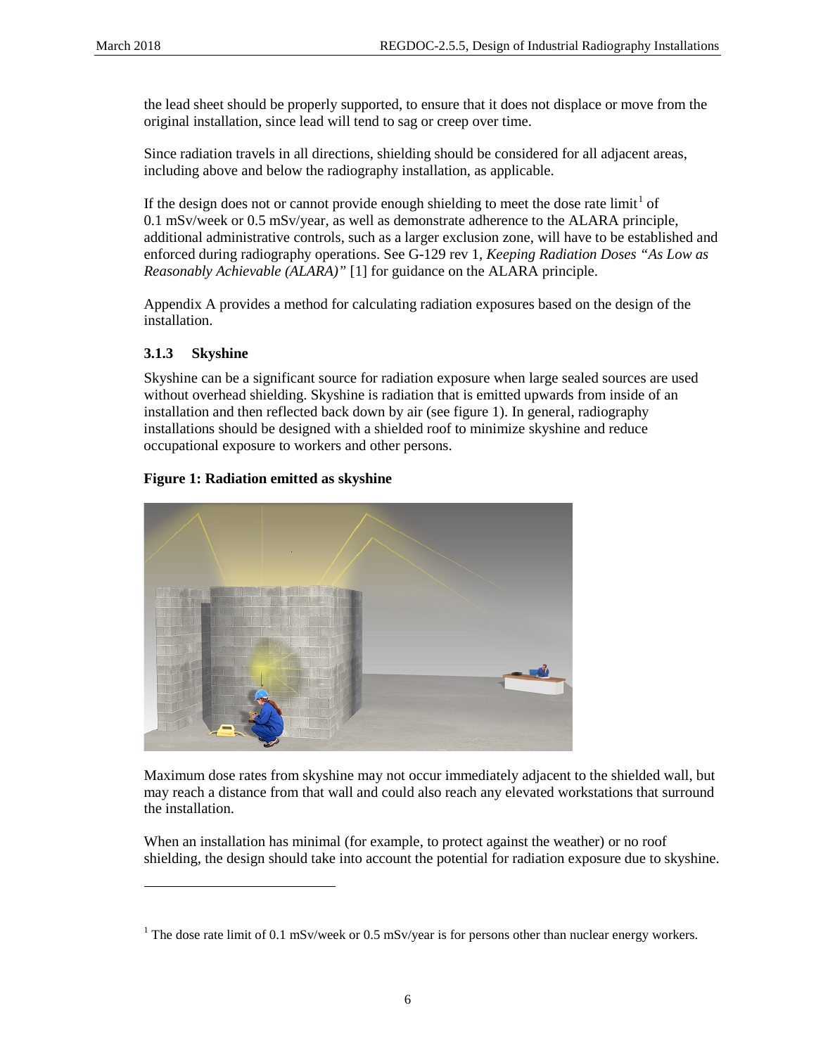the lead sheet should be properly supported, to ensure that it does not displace or move from the original installation, since lead will tend to sag or creep over time.

Since radiation travels in all directions, shielding should be considered for all adjacent areas, including above and below the radiography installation, as applicable.

If the design does not or cannot provide enough shielding to meet the dose rate limit[1] of 0.1 mSv/week or 0.5 mSv/year, as well as demonstrate adherence to the ALARA principle, additional administrative controls, such as a larger exclusion zone, will have to be established and enforced during radiography operations. See G-129 rev 1, *Keeping Radiation Doses "As Low as Reasonably Achievable (ALARA)"* [1] for guidance on the ALARA principle.

Appendix A provides a method for calculating radiation exposures based on the design of the installation.

### 3.1.3 Skyshine

Skyshine can be a significant source for radiation exposure when large sealed sources are used without overhead shielding. Skyshine is radiation that is emitted upwards from inside of an installation and then reflected back down by air (see figure 1). In general, radiography installations should be designed with a shielded roof to minimize skyshine and reduce occupational exposure to workers and other persons.

**Figure 1: Radiation emitted as skyshine**

Maximum dose rates from skyshine may not occur immediately adjacent to the shielded wall, but may reach a distance from that wall and could also reach any elevated workstations that surround the installation.

When an installation has minimal (for example, to protect against the weather) or no roof shielding, the design should take into account the potential for radiation exposure due to skyshine.

[1] The dose rate limit of 0.1 mSv/week or 0.5 mSv/year is for persons other than nuclear energy workers.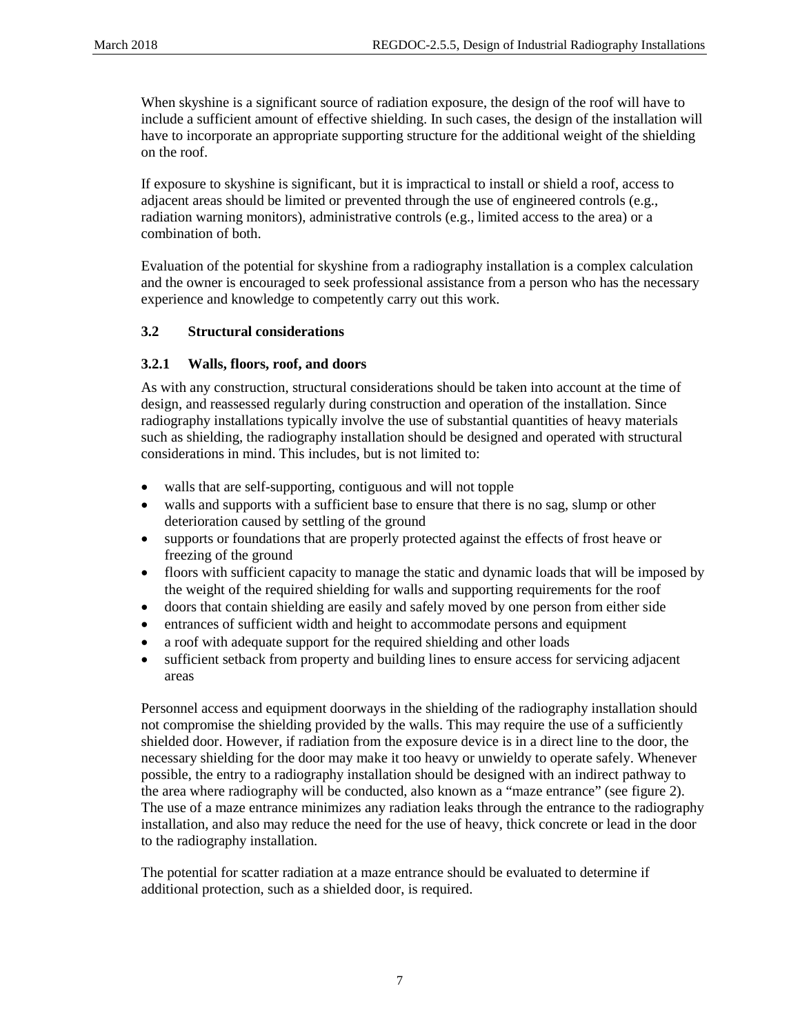When skyshine is a significant source of radiation exposure, the design of the roof will have to include a sufficient amount of effective shielding. In such cases, the design of the installation will have to incorporate an appropriate supporting structure for the additional weight of the shielding on the roof.

If exposure to skyshine is significant, but it is impractical to install or shield a roof, access to adjacent areas should be limited or prevented through the use of engineered controls (e.g., radiation warning monitors), administrative controls (e.g., limited access to the area) or a combination of both.

Evaluation of the potential for skyshine from a radiography installation is a complex calculation and the owner is encouraged to seek professional assistance from a person who has the necessary experience and knowledge to competently carry out this work.

## 3.2 Structural considerations

### 3.2.1 Walls, floors, roof, and doors

As with any construction, structural considerations should be taken into account at the time of design, and reassessed regularly during construction and operation of the installation. Since radiography installations typically involve the use of substantial quantities of heavy materials such as shielding, the radiography installation should be designed and operated with structural considerations in mind. This includes, but is not limited to:

- walls that are self-supporting, contiguous and will not topple
- walls and supports with a sufficient base to ensure that there is no sag, slump or other deterioration caused by settling of the ground
- supports or foundations that are properly protected against the effects of frost heave or freezing of the ground
- floors with sufficient capacity to manage the static and dynamic loads that will be imposed by the weight of the required shielding for walls and supporting requirements for the roof
- doors that contain shielding are easily and safely moved by one person from either side
- entrances of sufficient width and height to accommodate persons and equipment
- a roof with adequate support for the required shielding and other loads
- sufficient setback from property and building lines to ensure access for servicing adjacent areas

Personnel access and equipment doorways in the shielding of the radiography installation should not compromise the shielding provided by the walls. This may require the use of a sufficiently shielded door. However, if radiation from the exposure device is in a direct line to the door, the necessary shielding for the door may make it too heavy or unwieldy to operate safely. Whenever possible, the entry to a radiography installation should be designed with an indirect pathway to the area where radiography will be conducted, also known as a "maze entrance" (see figure 2). The use of a maze entrance minimizes any radiation leaks through the entrance to the radiography installation, and also may reduce the need for the use of heavy, thick concrete or lead in the door to the radiography installation.

The potential for scatter radiation at a maze entrance should be evaluated to determine if additional protection, such as a shielded door, is required.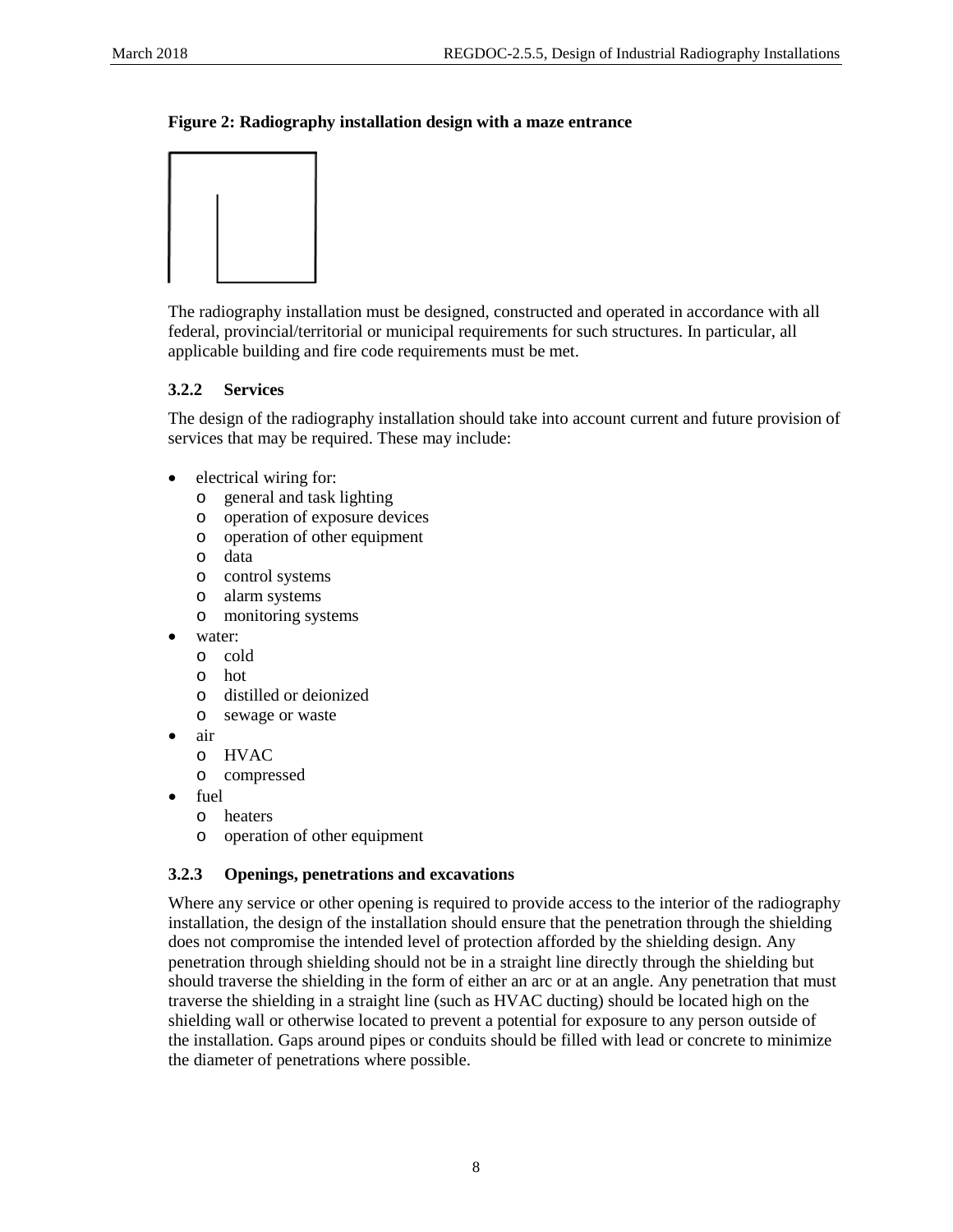**Figure 2: Radiography installation design with a maze entrance**

The radiography installation must be designed, constructed and operated in accordance with all federal, provincial/territorial or municipal requirements for such structures. In particular, all applicable building and fire code requirements must be met.

### 3.2.2 Services

The design of the radiography installation should take into account current and future provision of services that may be required. These may include:

- electrical wiring for:
  - general and task lighting
  - operation of exposure devices
  - operation of other equipment
  - data
  - control systems
  - alarm systems
  - monitoring systems
- water:
  - cold
  - hot
  - distilled or deionized
  - sewage or waste
- air
  - HVAC
  - compressed
- fuel
  - heaters
  - operation of other equipment

### 3.2.3 Openings, penetrations and excavations

Where any service or other opening is required to provide access to the interior of the radiography installation, the design of the installation should ensure that the penetration through the shielding does not compromise the intended level of protection afforded by the shielding design. Any penetration through shielding should not be in a straight line directly through the shielding but should traverse the shielding in the form of either an arc or at an angle. Any penetration that must traverse the shielding in a straight line (such as HVAC ducting) should be located high on the shielding wall or otherwise located to prevent a potential for exposure to any person outside of the installation. Gaps around pipes or conduits should be filled with lead or concrete to minimize the diameter of penetrations where possible.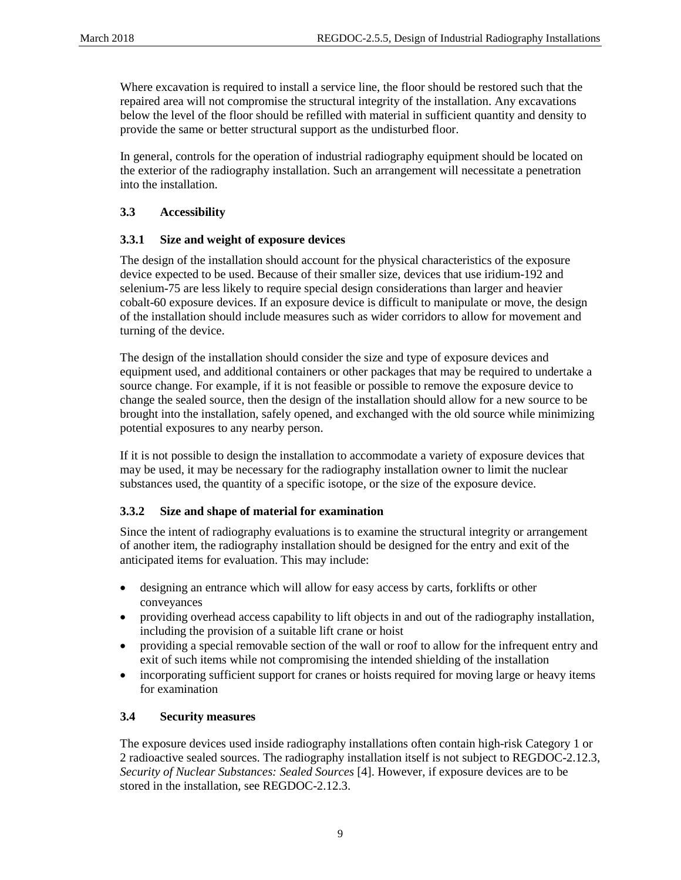Where excavation is required to install a service line, the floor should be restored such that the repaired area will not compromise the structural integrity of the installation. Any excavations below the level of the floor should be refilled with material in sufficient quantity and density to provide the same or better structural support as the undisturbed floor.

In general, controls for the operation of industrial radiography equipment should be located on the exterior of the radiography installation. Such an arrangement will necessitate a penetration into the installation.

## 3.3 Accessibility

### 3.3.1 Size and weight of exposure devices

The design of the installation should account for the physical characteristics of the exposure device expected to be used. Because of their smaller size, devices that use iridium-192 and selenium-75 are less likely to require special design considerations than larger and heavier cobalt-60 exposure devices. If an exposure device is difficult to manipulate or move, the design of the installation should include measures such as wider corridors to allow for movement and turning of the device.

The design of the installation should consider the size and type of exposure devices and equipment used, and additional containers or other packages that may be required to undertake a source change. For example, if it is not feasible or possible to remove the exposure device to change the sealed source, then the design of the installation should allow for a new source to be brought into the installation, safely opened, and exchanged with the old source while minimizing potential exposures to any nearby person.

If it is not possible to design the installation to accommodate a variety of exposure devices that may be used, it may be necessary for the radiography installation owner to limit the nuclear substances used, the quantity of a specific isotope, or the size of the exposure device.

### 3.3.2 Size and shape of material for examination

Since the intent of radiography evaluations is to examine the structural integrity or arrangement of another item, the radiography installation should be designed for the entry and exit of the anticipated items for evaluation. This may include:

- designing an entrance which will allow for easy access by carts, forklifts or other conveyances
- providing overhead access capability to lift objects in and out of the radiography installation, including the provision of a suitable lift crane or hoist
- providing a special removable section of the wall or roof to allow for the infrequent entry and exit of such items while not compromising the intended shielding of the installation
- incorporating sufficient support for cranes or hoists required for moving large or heavy items for examination

## 3.4 Security measures

The exposure devices used inside radiography installations often contain high-risk Category 1 or 2 radioactive sealed sources. The radiography installation itself is not subject to REGDOC-2.12.3, *Security of Nuclear Substances: Sealed Sources* [4]. However, if exposure devices are to be stored in the installation, see REGDOC-2.12.3.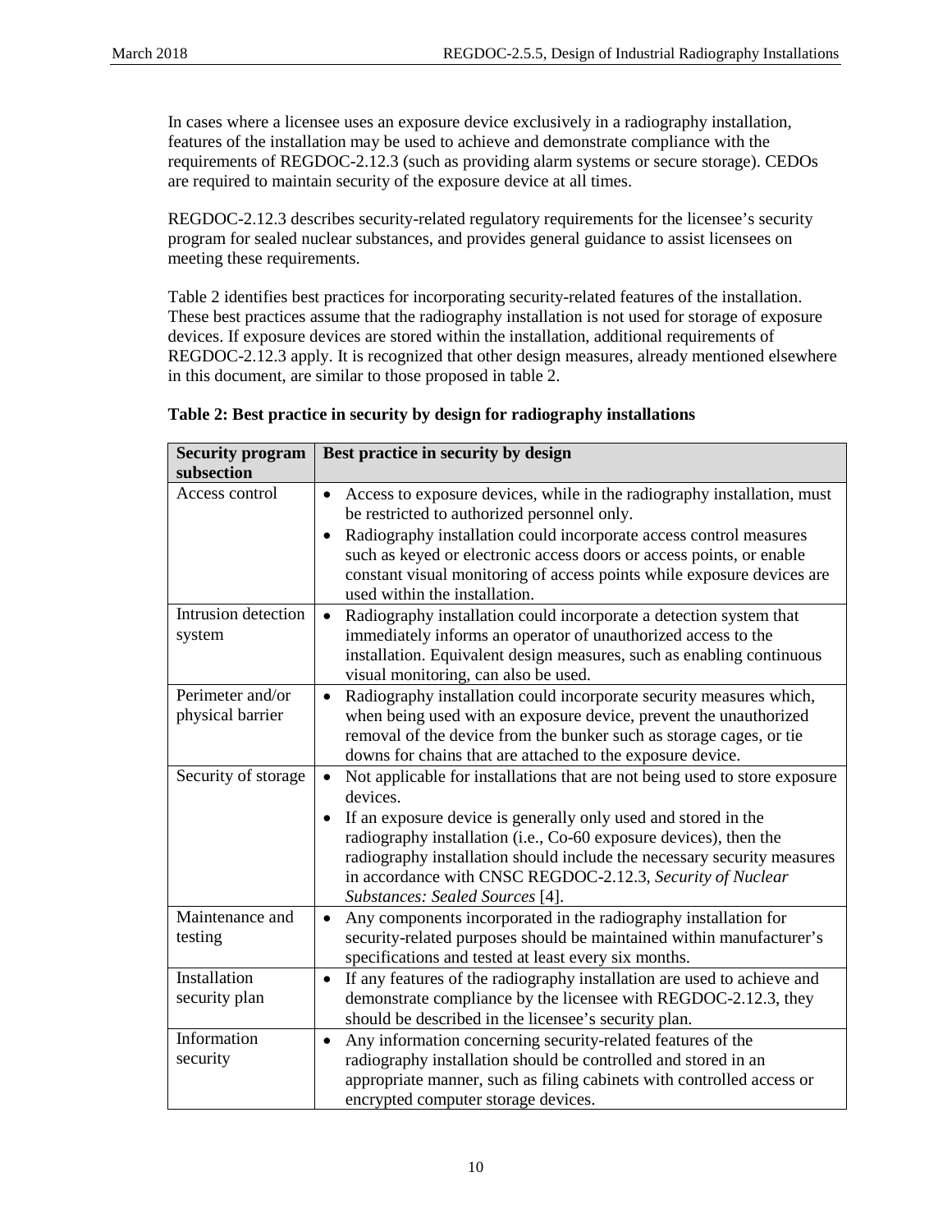In cases where a licensee uses an exposure device exclusively in a radiography installation, features of the installation may be used to achieve and demonstrate compliance with the requirements of REGDOC-2.12.3 (such as providing alarm systems or secure storage). CEDOs are required to maintain security of the exposure device at all times.

REGDOC-2.12.3 describes security-related regulatory requirements for the licensee's security program for sealed nuclear substances, and provides general guidance to assist licensees on meeting these requirements.

Table 2 identifies best practices for incorporating security-related features of the installation. These best practices assume that the radiography installation is not used for storage of exposure devices. If exposure devices are stored within the installation, additional requirements of REGDOC-2.12.3 apply. It is recognized that other design measures, already mentioned elsewhere in this document, are similar to those proposed in table 2.

**Table 2: Best practice in security by design for radiography installations**

| Security program subsection | Best practice in security by design |
|---|---|
| Access control | • Access to exposure devices, while in the radiography installation, must be restricted to authorized personnel only.<br>• Radiography installation could incorporate access control measures such as keyed or electronic access doors or access points, or enable constant visual monitoring of access points while exposure devices are used within the installation. |
| Intrusion detection system | • Radiography installation could incorporate a detection system that immediately informs an operator of unauthorized access to the installation. Equivalent design measures, such as enabling continuous visual monitoring, can also be used. |
| Perimeter and/or physical barrier | • Radiography installation could incorporate security measures which, when being used with an exposure device, prevent the unauthorized removal of the device from the bunker such as storage cages, or tie downs for chains that are attached to the exposure device. |
| Security of storage | • Not applicable for installations that are not being used to store exposure devices.<br>• If an exposure device is generally only used and stored in the radiography installation (i.e., Co-60 exposure devices), then the radiography installation should include the necessary security measures in accordance with CNSC REGDOC-2.12.3, *Security of Nuclear Substances: Sealed Sources* [4]. |
| Maintenance and testing | • Any components incorporated in the radiography installation for security-related purposes should be maintained within manufacturer's specifications and tested at least every six months. |
| Installation security plan | • If any features of the radiography installation are used to achieve and demonstrate compliance by the licensee with REGDOC-2.12.3, they should be described in the licensee's security plan. |
| Information security | • Any information concerning security-related features of the radiography installation should be controlled and stored in an appropriate manner, such as filing cabinets with controlled access or encrypted computer storage devices. |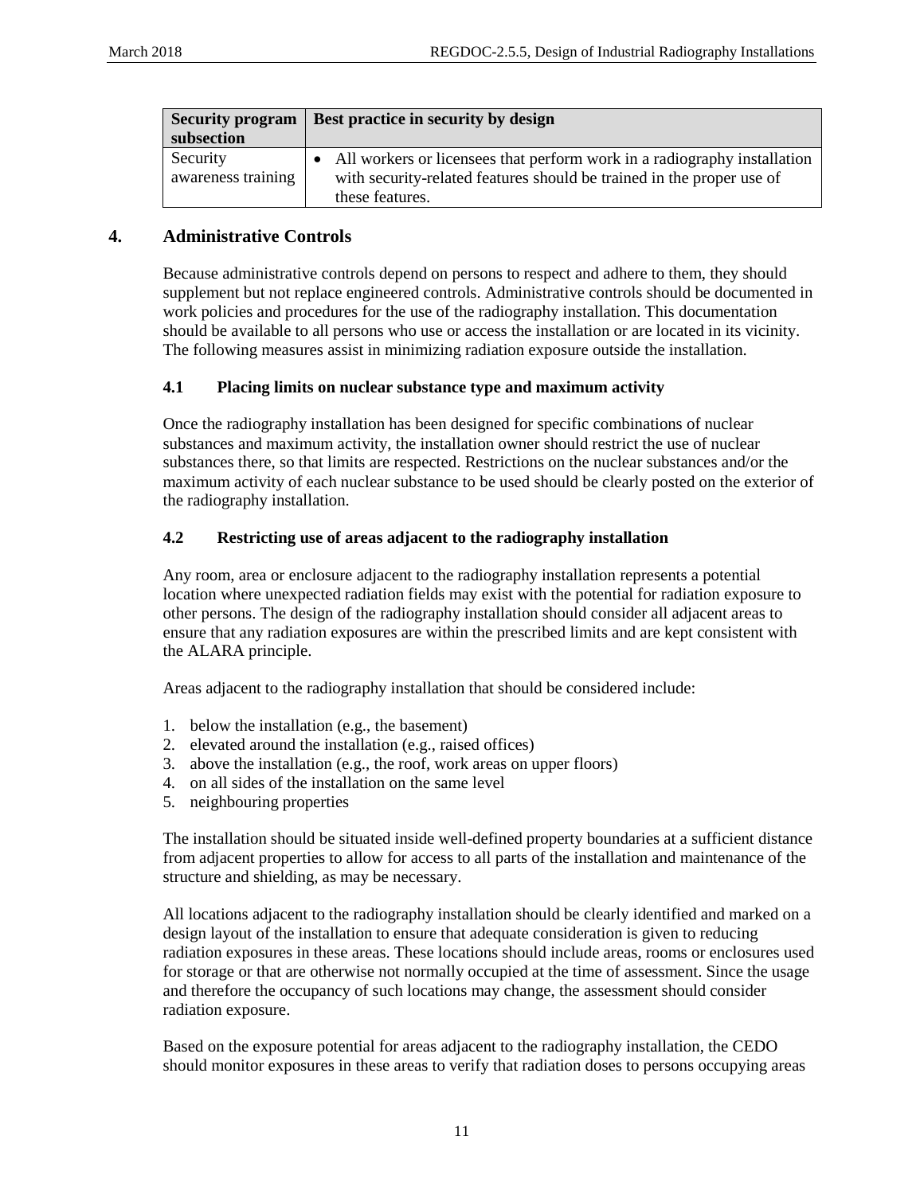| Security program subsection | Best practice in security by design |
| --- | --- |
| Security awareness training | • All workers or licensees that perform work in a radiography installation with security-related features should be trained in the proper use of these features. |

## 4. Administrative Controls

Because administrative controls depend on persons to respect and adhere to them, they should supplement but not replace engineered controls. Administrative controls should be documented in work policies and procedures for the use of the radiography installation. This documentation should be available to all persons who use or access the installation or are located in its vicinity. The following measures assist in minimizing radiation exposure outside the installation.

### 4.1 Placing limits on nuclear substance type and maximum activity

Once the radiography installation has been designed for specific combinations of nuclear substances and maximum activity, the installation owner should restrict the use of nuclear substances there, so that limits are respected. Restrictions on the nuclear substances and/or the maximum activity of each nuclear substance to be used should be clearly posted on the exterior of the radiography installation.

### 4.2 Restricting use of areas adjacent to the radiography installation

Any room, area or enclosure adjacent to the radiography installation represents a potential location where unexpected radiation fields may exist with the potential for radiation exposure to other persons. The design of the radiography installation should consider all adjacent areas to ensure that any radiation exposures are within the prescribed limits and are kept consistent with the ALARA principle.

Areas adjacent to the radiography installation that should be considered include:

1. below the installation (e.g., the basement)
2. elevated around the installation (e.g., raised offices)
3. above the installation (e.g., the roof, work areas on upper floors)
4. on all sides of the installation on the same level
5. neighbouring properties

The installation should be situated inside well-defined property boundaries at a sufficient distance from adjacent properties to allow for access to all parts of the installation and maintenance of the structure and shielding, as may be necessary.

All locations adjacent to the radiography installation should be clearly identified and marked on a design layout of the installation to ensure that adequate consideration is given to reducing radiation exposures in these areas. These locations should include areas, rooms or enclosures used for storage or that are otherwise not normally occupied at the time of assessment. Since the usage and therefore the occupancy of such locations may change, the assessment should consider radiation exposure.

Based on the exposure potential for areas adjacent to the radiography installation, the CEDO should monitor exposures in these areas to verify that radiation doses to persons occupying areas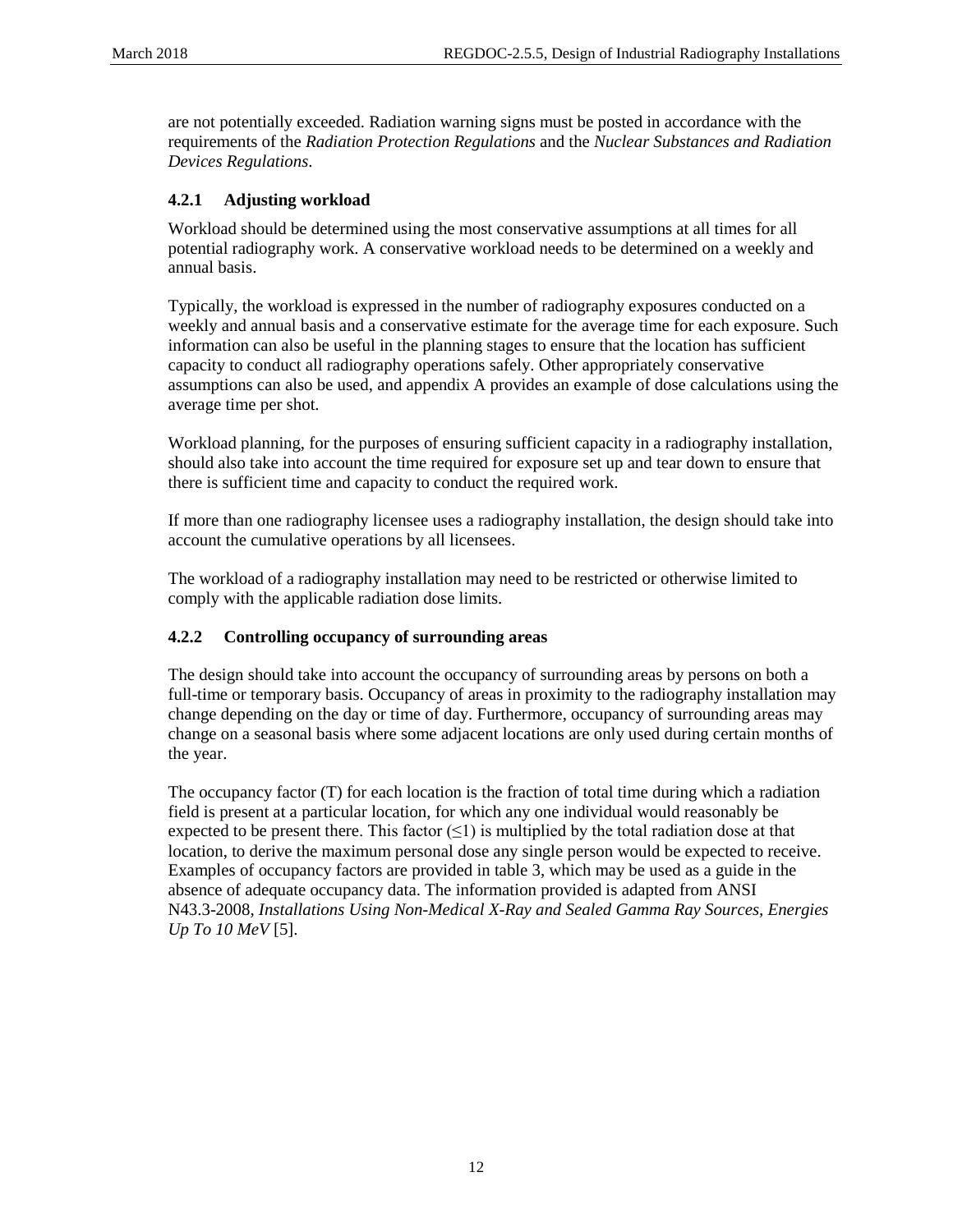are not potentially exceeded. Radiation warning signs must be posted in accordance with the requirements of the *Radiation Protection Regulations* and the *Nuclear Substances and Radiation Devices Regulations*.

### 4.2.1 Adjusting workload

Workload should be determined using the most conservative assumptions at all times for all potential radiography work. A conservative workload needs to be determined on a weekly and annual basis.

Typically, the workload is expressed in the number of radiography exposures conducted on a weekly and annual basis and a conservative estimate for the average time for each exposure. Such information can also be useful in the planning stages to ensure that the location has sufficient capacity to conduct all radiography operations safely. Other appropriately conservative assumptions can also be used, and appendix A provides an example of dose calculations using the average time per shot.

Workload planning, for the purposes of ensuring sufficient capacity in a radiography installation, should also take into account the time required for exposure set up and tear down to ensure that there is sufficient time and capacity to conduct the required work.

If more than one radiography licensee uses a radiography installation, the design should take into account the cumulative operations by all licensees.

The workload of a radiography installation may need to be restricted or otherwise limited to comply with the applicable radiation dose limits.

### 4.2.2 Controlling occupancy of surrounding areas

The design should take into account the occupancy of surrounding areas by persons on both a full-time or temporary basis. Occupancy of areas in proximity to the radiography installation may change depending on the day or time of day. Furthermore, occupancy of surrounding areas may change on a seasonal basis where some adjacent locations are only used during certain months of the year.

The occupancy factor (T) for each location is the fraction of total time during which a radiation field is present at a particular location, for which any one individual would reasonably be expected to be present there. This factor ($\leq 1$) is multiplied by the total radiation dose at that location, to derive the maximum personal dose any single person would be expected to receive. Examples of occupancy factors are provided in table 3, which may be used as a guide in the absence of adequate occupancy data. The information provided is adapted from ANSI N43.3-2008, *Installations Using Non-Medical X-Ray and Sealed Gamma Ray Sources, Energies Up To 10 MeV* [5].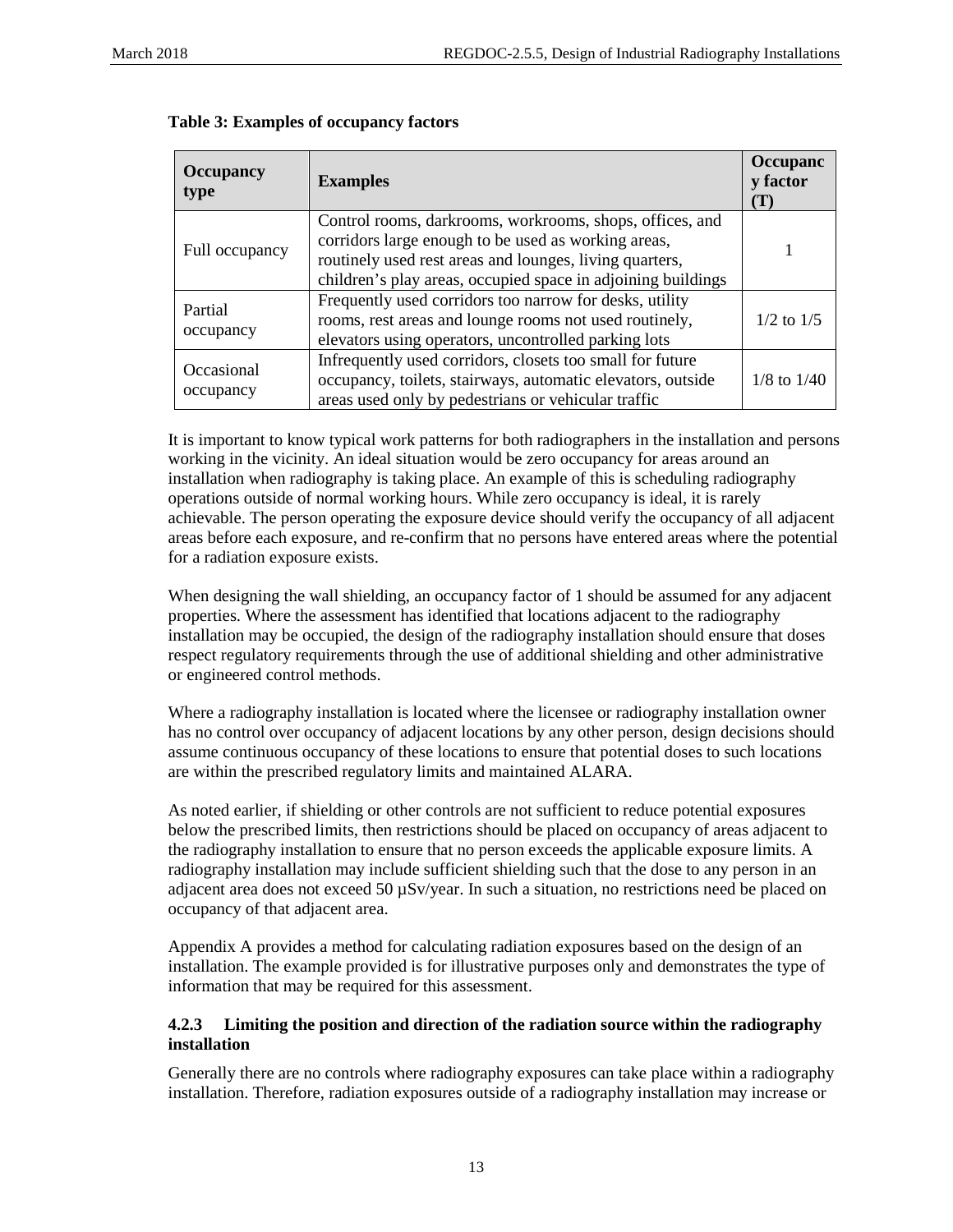**Table 3: Examples of occupancy factors**

| Occupancy type | Examples | Occupancy factor (T) |
|---|---|---|
| Full occupancy | Control rooms, darkrooms, workrooms, shops, offices, and corridors large enough to be used as working areas, routinely used rest areas and lounges, living quarters, children's play areas, occupied space in adjoining buildings | 1 |
| Partial occupancy | Frequently used corridors too narrow for desks, utility rooms, rest areas and lounge rooms not used routinely, elevators using operators, uncontrolled parking lots | 1/2 to 1/5 |
| Occasional occupancy | Infrequently used corridors, closets too small for future occupancy, toilets, stairways, automatic elevators, outside areas used only by pedestrians or vehicular traffic | 1/8 to 1/40 |

It is important to know typical work patterns for both radiographers in the installation and persons working in the vicinity. An ideal situation would be zero occupancy for areas around an installation when radiography is taking place. An example of this is scheduling radiography operations outside of normal working hours. While zero occupancy is ideal, it is rarely achievable. The person operating the exposure device should verify the occupancy of all adjacent areas before each exposure, and re-confirm that no persons have entered areas where the potential for a radiation exposure exists.

When designing the wall shielding, an occupancy factor of 1 should be assumed for any adjacent properties. Where the assessment has identified that locations adjacent to the radiography installation may be occupied, the design of the radiography installation should ensure that doses respect regulatory requirements through the use of additional shielding and other administrative or engineered control methods.

Where a radiography installation is located where the licensee or radiography installation owner has no control over occupancy of adjacent locations by any other person, design decisions should assume continuous occupancy of these locations to ensure that potential doses to such locations are within the prescribed regulatory limits and maintained ALARA.

As noted earlier, if shielding or other controls are not sufficient to reduce potential exposures below the prescribed limits, then restrictions should be placed on occupancy of areas adjacent to the radiography installation to ensure that no person exceeds the applicable exposure limits. A radiography installation may include sufficient shielding such that the dose to any person in an adjacent area does not exceed 50 µSv/year. In such a situation, no restrictions need be placed on occupancy of that adjacent area.

Appendix A provides a method for calculating radiation exposures based on the design of an installation. The example provided is for illustrative purposes only and demonstrates the type of information that may be required for this assessment.

#### 4.2.3 Limiting the position and direction of the radiation source within the radiography installation

Generally there are no controls where radiography exposures can take place within a radiography installation. Therefore, radiation exposures outside of a radiography installation may increase or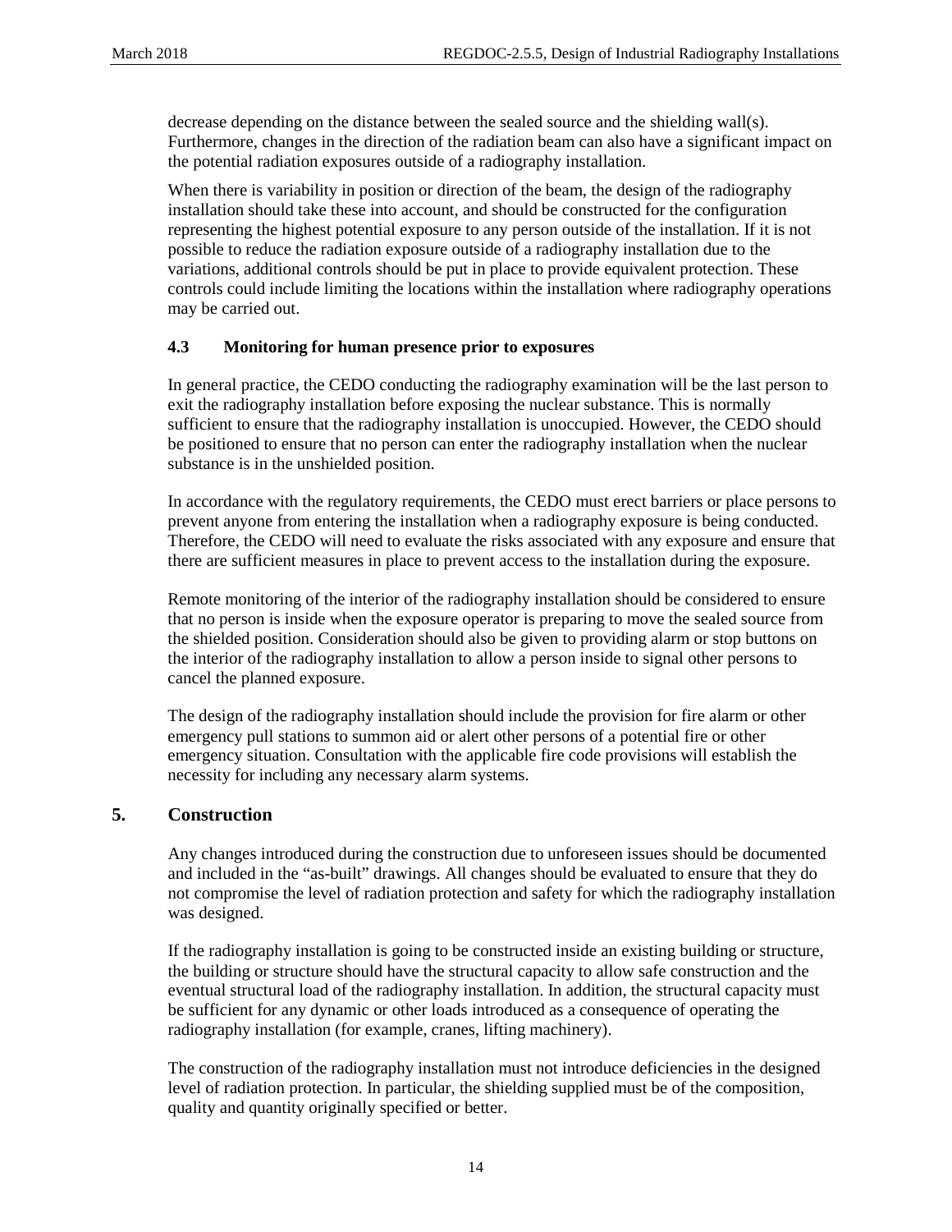decrease depending on the distance between the sealed source and the shielding wall(s). Furthermore, changes in the direction of the radiation beam can also have a significant impact on the potential radiation exposures outside of a radiography installation.

When there is variability in position or direction of the beam, the design of the radiography installation should take these into account, and should be constructed for the configuration representing the highest potential exposure to any person outside of the installation. If it is not possible to reduce the radiation exposure outside of a radiography installation due to the variations, additional controls should be put in place to provide equivalent protection. These controls could include limiting the locations within the installation where radiography operations may be carried out.

### 4.3 Monitoring for human presence prior to exposures

In general practice, the CEDO conducting the radiography examination will be the last person to exit the radiography installation before exposing the nuclear substance. This is normally sufficient to ensure that the radiography installation is unoccupied. However, the CEDO should be positioned to ensure that no person can enter the radiography installation when the nuclear substance is in the unshielded position.

In accordance with the regulatory requirements, the CEDO must erect barriers or place persons to prevent anyone from entering the installation when a radiography exposure is being conducted. Therefore, the CEDO will need to evaluate the risks associated with any exposure and ensure that there are sufficient measures in place to prevent access to the installation during the exposure.

Remote monitoring of the interior of the radiography installation should be considered to ensure that no person is inside when the exposure operator is preparing to move the sealed source from the shielded position. Consideration should also be given to providing alarm or stop buttons on the interior of the radiography installation to allow a person inside to signal other persons to cancel the planned exposure.

The design of the radiography installation should include the provision for fire alarm or other emergency pull stations to summon aid or alert other persons of a potential fire or other emergency situation. Consultation with the applicable fire code provisions will establish the necessity for including any necessary alarm systems.

## 5. Construction

Any changes introduced during the construction due to unforeseen issues should be documented and included in the "as-built" drawings. All changes should be evaluated to ensure that they do not compromise the level of radiation protection and safety for which the radiography installation was designed.

If the radiography installation is going to be constructed inside an existing building or structure, the building or structure should have the structural capacity to allow safe construction and the eventual structural load of the radiography installation. In addition, the structural capacity must be sufficient for any dynamic or other loads introduced as a consequence of operating the radiography installation (for example, cranes, lifting machinery).

The construction of the radiography installation must not introduce deficiencies in the designed level of radiation protection. In particular, the shielding supplied must be of the composition, quality and quantity originally specified or better.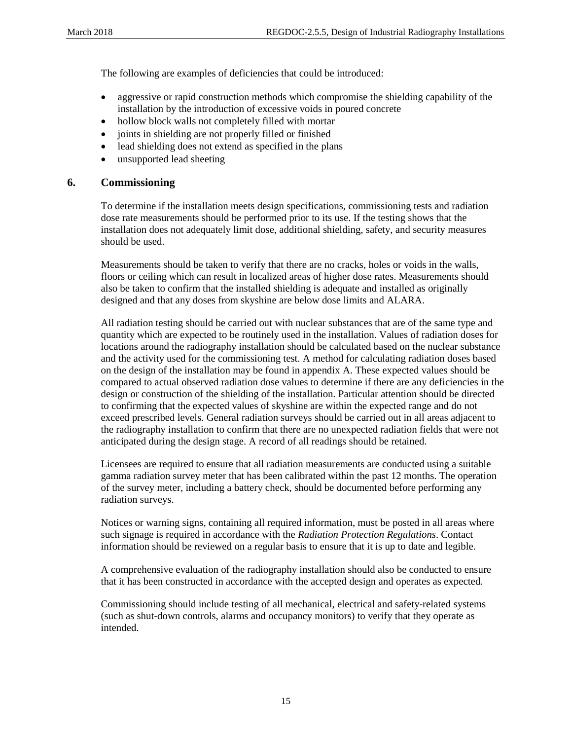The following are examples of deficiencies that could be introduced:

- aggressive or rapid construction methods which compromise the shielding capability of the installation by the introduction of excessive voids in poured concrete
- hollow block walls not completely filled with mortar
- joints in shielding are not properly filled or finished
- lead shielding does not extend as specified in the plans
- unsupported lead sheeting

## 6. Commissioning

To determine if the installation meets design specifications, commissioning tests and radiation dose rate measurements should be performed prior to its use. If the testing shows that the installation does not adequately limit dose, additional shielding, safety, and security measures should be used.

Measurements should be taken to verify that there are no cracks, holes or voids in the walls, floors or ceiling which can result in localized areas of higher dose rates. Measurements should also be taken to confirm that the installed shielding is adequate and installed as originally designed and that any doses from skyshine are below dose limits and ALARA.

All radiation testing should be carried out with nuclear substances that are of the same type and quantity which are expected to be routinely used in the installation. Values of radiation doses for locations around the radiography installation should be calculated based on the nuclear substance and the activity used for the commissioning test. A method for calculating radiation doses based on the design of the installation may be found in appendix A. These expected values should be compared to actual observed radiation dose values to determine if there are any deficiencies in the design or construction of the shielding of the installation. Particular attention should be directed to confirming that the expected values of skyshine are within the expected range and do not exceed prescribed levels. General radiation surveys should be carried out in all areas adjacent to the radiography installation to confirm that there are no unexpected radiation fields that were not anticipated during the design stage. A record of all readings should be retained.

Licensees are required to ensure that all radiation measurements are conducted using a suitable gamma radiation survey meter that has been calibrated within the past 12 months. The operation of the survey meter, including a battery check, should be documented before performing any radiation surveys.

Notices or warning signs, containing all required information, must be posted in all areas where such signage is required in accordance with the *Radiation Protection Regulations*. Contact information should be reviewed on a regular basis to ensure that it is up to date and legible.

A comprehensive evaluation of the radiography installation should also be conducted to ensure that it has been constructed in accordance with the accepted design and operates as expected.

Commissioning should include testing of all mechanical, electrical and safety-related systems (such as shut-down controls, alarms and occupancy monitors) to verify that they operate as intended.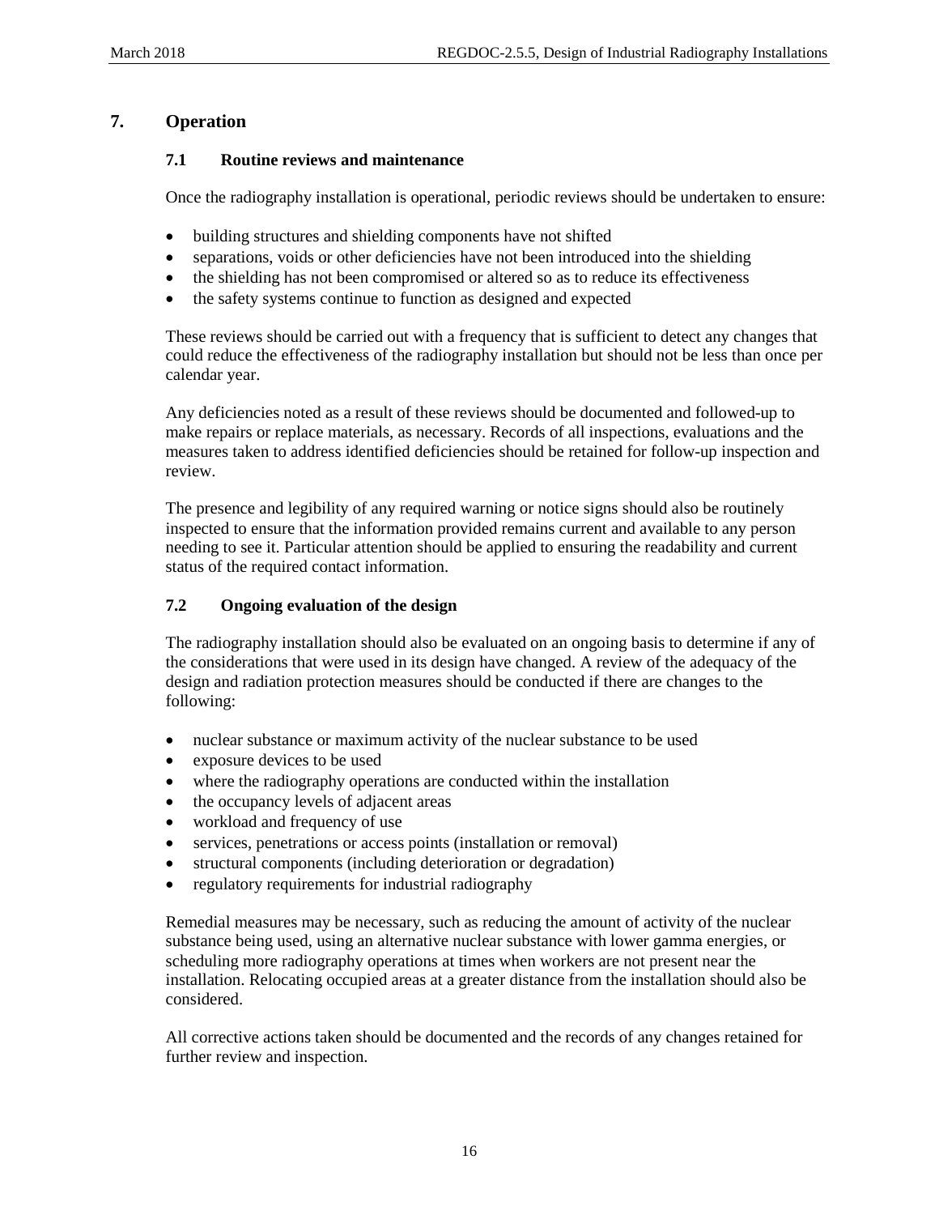# 7. Operation

## 7.1 Routine reviews and maintenance

Once the radiography installation is operational, periodic reviews should be undertaken to ensure:

- building structures and shielding components have not shifted
- separations, voids or other deficiencies have not been introduced into the shielding
- the shielding has not been compromised or altered so as to reduce its effectiveness
- the safety systems continue to function as designed and expected

These reviews should be carried out with a frequency that is sufficient to detect any changes that could reduce the effectiveness of the radiography installation but should not be less than once per calendar year.

Any deficiencies noted as a result of these reviews should be documented and followed-up to make repairs or replace materials, as necessary. Records of all inspections, evaluations and the measures taken to address identified deficiencies should be retained for follow-up inspection and review.

The presence and legibility of any required warning or notice signs should also be routinely inspected to ensure that the information provided remains current and available to any person needing to see it. Particular attention should be applied to ensuring the readability and current status of the required contact information.

## 7.2 Ongoing evaluation of the design

The radiography installation should also be evaluated on an ongoing basis to determine if any of the considerations that were used in its design have changed. A review of the adequacy of the design and radiation protection measures should be conducted if there are changes to the following:

- nuclear substance or maximum activity of the nuclear substance to be used
- exposure devices to be used
- where the radiography operations are conducted within the installation
- the occupancy levels of adjacent areas
- workload and frequency of use
- services, penetrations or access points (installation or removal)
- structural components (including deterioration or degradation)
- regulatory requirements for industrial radiography

Remedial measures may be necessary, such as reducing the amount of activity of the nuclear substance being used, using an alternative nuclear substance with lower gamma energies, or scheduling more radiography operations at times when workers are not present near the installation. Relocating occupied areas at a greater distance from the installation should also be considered.

All corrective actions taken should be documented and the records of any changes retained for further review and inspection.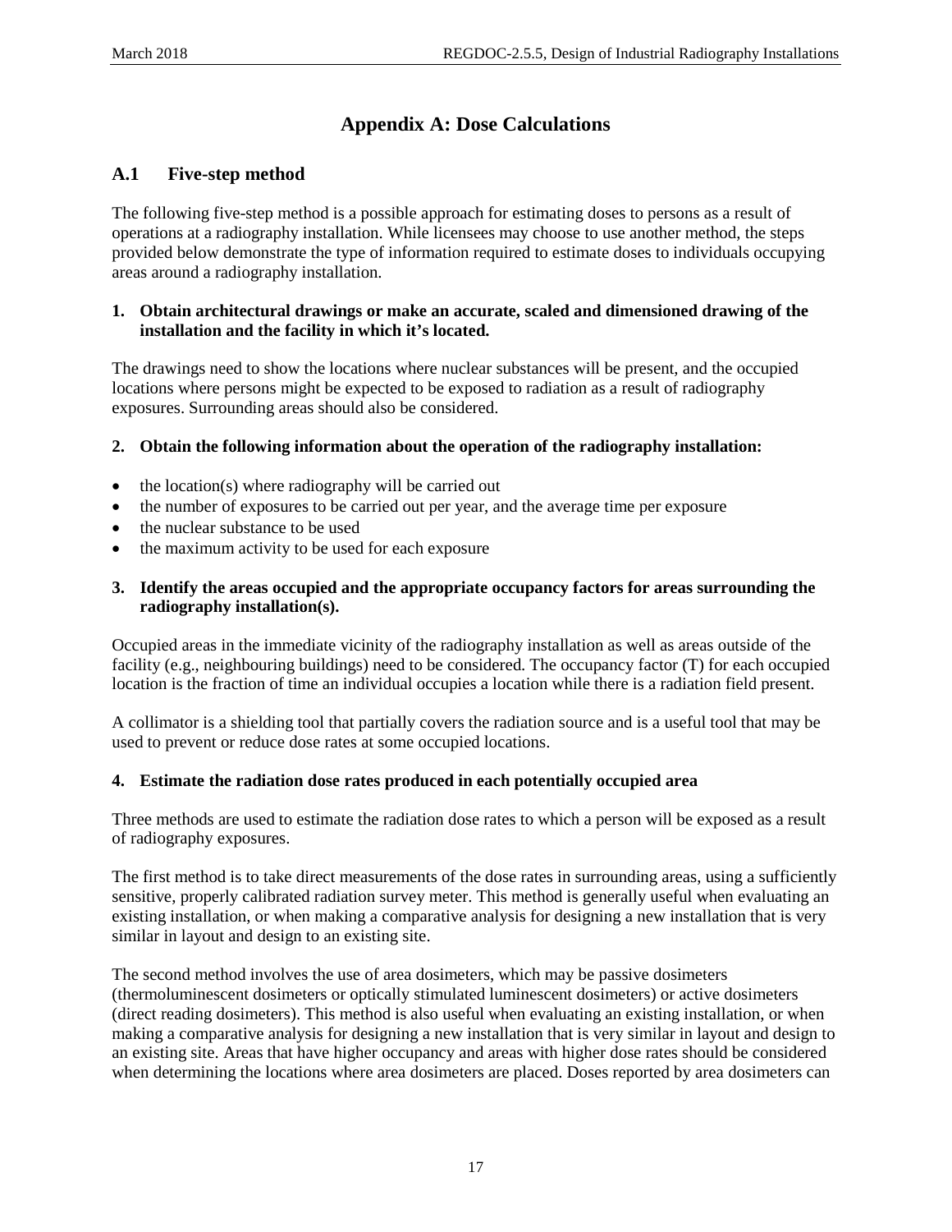# Appendix A: Dose Calculations

## A.1 Five-step method

The following five-step method is a possible approach for estimating doses to persons as a result of operations at a radiography installation. While licensees may choose to use another method, the steps provided below demonstrate the type of information required to estimate doses to individuals occupying areas around a radiography installation.

**1. Obtain architectural drawings or make an accurate, scaled and dimensioned drawing of the installation and the facility in which it's located.**

The drawings need to show the locations where nuclear substances will be present, and the occupied locations where persons might be expected to be exposed to radiation as a result of radiography exposures. Surrounding areas should also be considered.

**2. Obtain the following information about the operation of the radiography installation:**

- the location(s) where radiography will be carried out
- the number of exposures to be carried out per year, and the average time per exposure
- the nuclear substance to be used
- the maximum activity to be used for each exposure

**3. Identify the areas occupied and the appropriate occupancy factors for areas surrounding the radiography installation(s).**

Occupied areas in the immediate vicinity of the radiography installation as well as areas outside of the facility (e.g., neighbouring buildings) need to be considered. The occupancy factor (T) for each occupied location is the fraction of time an individual occupies a location while there is a radiation field present.

A collimator is a shielding tool that partially covers the radiation source and is a useful tool that may be used to prevent or reduce dose rates at some occupied locations.

**4. Estimate the radiation dose rates produced in each potentially occupied area**

Three methods are used to estimate the radiation dose rates to which a person will be exposed as a result of radiography exposures.

The first method is to take direct measurements of the dose rates in surrounding areas, using a sufficiently sensitive, properly calibrated radiation survey meter. This method is generally useful when evaluating an existing installation, or when making a comparative analysis for designing a new installation that is very similar in layout and design to an existing site.

The second method involves the use of area dosimeters, which may be passive dosimeters (thermoluminescent dosimeters or optically stimulated luminescent dosimeters) or active dosimeters (direct reading dosimeters). This method is also useful when evaluating an existing installation, or when making a comparative analysis for designing a new installation that is very similar in layout and design to an existing site. Areas that have higher occupancy and areas with higher dose rates should be considered when determining the locations where area dosimeters are placed. Doses reported by area dosimeters can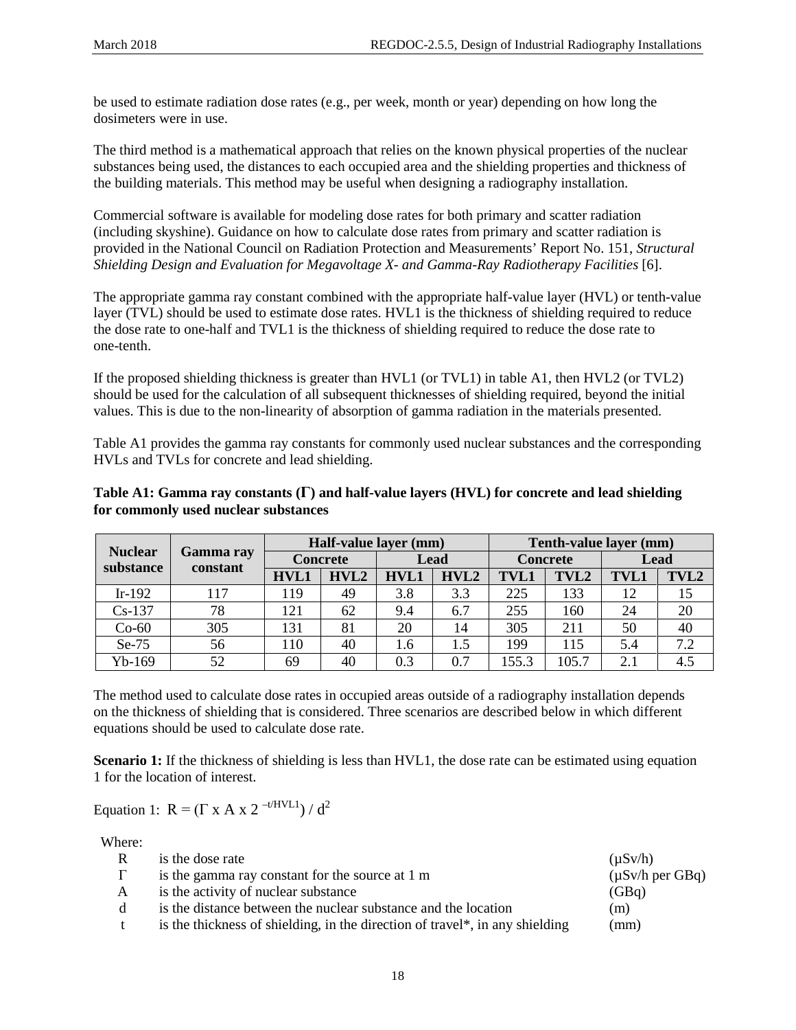be used to estimate radiation dose rates (e.g., per week, month or year) depending on how long the dosimeters were in use.

The third method is a mathematical approach that relies on the known physical properties of the nuclear substances being used, the distances to each occupied area and the shielding properties and thickness of the building materials. This method may be useful when designing a radiography installation.

Commercial software is available for modeling dose rates for both primary and scatter radiation (including skyshine). Guidance on how to calculate dose rates from primary and scatter radiation is provided in the National Council on Radiation Protection and Measurements' Report No. 151, *Structural Shielding Design and Evaluation for Megavoltage X- and Gamma-Ray Radiotherapy Facilities* [6].

The appropriate gamma ray constant combined with the appropriate half-value layer (HVL) or tenth-value layer (TVL) should be used to estimate dose rates. HVL1 is the thickness of shielding required to reduce the dose rate to one-half and TVL1 is the thickness of shielding required to reduce the dose rate to one-tenth.

If the proposed shielding thickness is greater than HVL1 (or TVL1) in table A1, then HVL2 (or TVL2) should be used for the calculation of all subsequent thicknesses of shielding required, beyond the initial values. This is due to the non-linearity of absorption of gamma radiation in the materials presented.

Table A1 provides the gamma ray constants for commonly used nuclear substances and the corresponding HVLs and TVLs for concrete and lead shielding.

**Table A1: Gamma ray constants (Γ) and half-value layers (HVL) for concrete and lead shielding for commonly used nuclear substances**

| Nuclear substance | Gamma ray constant | Half-value layer (mm) | | | | Tenth-value layer (mm) | | | |
|---|---|---|---|---|---|---|---|---|---|
| | | Concrete | | Lead | | Concrete | | Lead | |
| | | HVL1 | HVL2 | HVL1 | HVL2 | TVL1 | TVL2 | TVL1 | TVL2 |
| Ir-192 | 117 | 119 | 49 | 3.8 | 3.3 | 225 | 133 | 12 | 15 |
| Cs-137 | 78 | 121 | 62 | 9.4 | 6.7 | 255 | 160 | 24 | 20 |
| Co-60 | 305 | 131 | 81 | 20 | 14 | 305 | 211 | 50 | 40 |
| Se-75 | 56 | 110 | 40 | 1.6 | 1.5 | 199 | 115 | 5.4 | 7.2 |
| Yb-169 | 52 | 69 | 40 | 0.3 | 0.7 | 155.3 | 105.7 | 2.1 | 4.5 |

The method used to calculate dose rates in occupied areas outside of a radiography installation depends on the thickness of shielding that is considered. Three scenarios are described below in which different equations should be used to calculate dose rate.

**Scenario 1:** If the thickness of shielding is less than HVL1, the dose rate can be estimated using equation 1 for the location of interest.

Equation 1: $R = (\Gamma \times A \times 2^{-t/HVL1}) / d^2$

Where:

| | | |
|---|---|---|
| R | is the dose rate | (μSv/h) |
| Γ | is the gamma ray constant for the source at 1 m | (μSv/h per GBq) |
| A | is the activity of nuclear substance | (GBq) |
| d | is the distance between the nuclear substance and the location | (m) |
| t | is the thickness of shielding, in the direction of travel*, in any shielding | (mm) |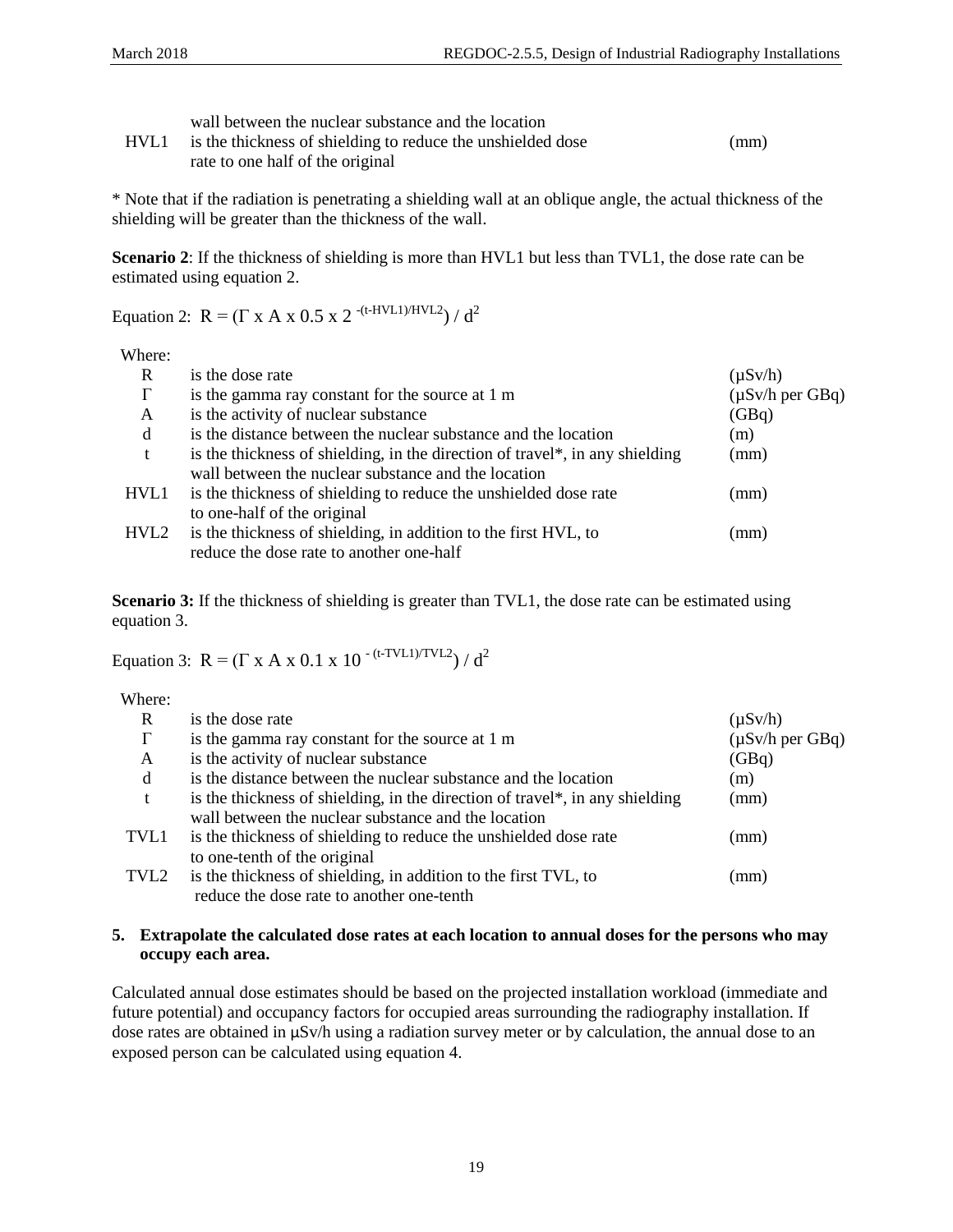| | | |
|---|---|---|
| | wall between the nuclear substance and the location | |
| HVL1 | is the thickness of shielding to reduce the unshielded dose rate to one half of the original | (mm) |

* Note that if the radiation is penetrating a shielding wall at an oblique angle, the actual thickness of the shielding will be greater than the thickness of the wall.

**Scenario 2**: If the thickness of shielding is more than HVL1 but less than TVL1, the dose rate can be estimated using equation 2.

Equation 2: $R = (\Gamma \times A \times 0.5 \times 2^{-(t-HVL1)/HVL2}) / d^2$

Where:

| | | |
|---|---|---|
| R | is the dose rate | (µSv/h) |
| Γ | is the gamma ray constant for the source at 1 m | (µSv/h per GBq) |
| A | is the activity of nuclear substance | (GBq) |
| d | is the distance between the nuclear substance and the location | (m) |
| t | is the thickness of shielding, in the direction of travel*, in any shielding wall between the nuclear substance and the location | (mm) |
| HVL1 | is the thickness of shielding to reduce the unshielded dose rate to one-half of the original | (mm) |
| HVL2 | is the thickness of shielding, in addition to the first HVL, to reduce the dose rate to another one-half | (mm) |

**Scenario 3:** If the thickness of shielding is greater than TVL1, the dose rate can be estimated using equation 3.

Equation 3: $R = (\Gamma \times A \times 0.1 \times 10^{-(t-TVL1)/TVL2}) / d^2$

Where:

| | | |
|---|---|---|
| R | is the dose rate | (µSv/h) |
| Γ | is the gamma ray constant for the source at 1 m | (µSv/h per GBq) |
| A | is the activity of nuclear substance | (GBq) |
| d | is the distance between the nuclear substance and the location | (m) |
| t | is the thickness of shielding, in the direction of travel*, in any shielding wall between the nuclear substance and the location | (mm) |
| TVL1 | is the thickness of shielding to reduce the unshielded dose rate to one-tenth of the original | (mm) |
| TVL2 | is the thickness of shielding, in addition to the first TVL, to reduce the dose rate to another one-tenth | (mm) |

**5. Extrapolate the calculated dose rates at each location to annual doses for the persons who may occupy each area.**

Calculated annual dose estimates should be based on the projected installation workload (immediate and future potential) and occupancy factors for occupied areas surrounding the radiography installation. If dose rates are obtained in µSv/h using a radiation survey meter or by calculation, the annual dose to an exposed person can be calculated using equation 4.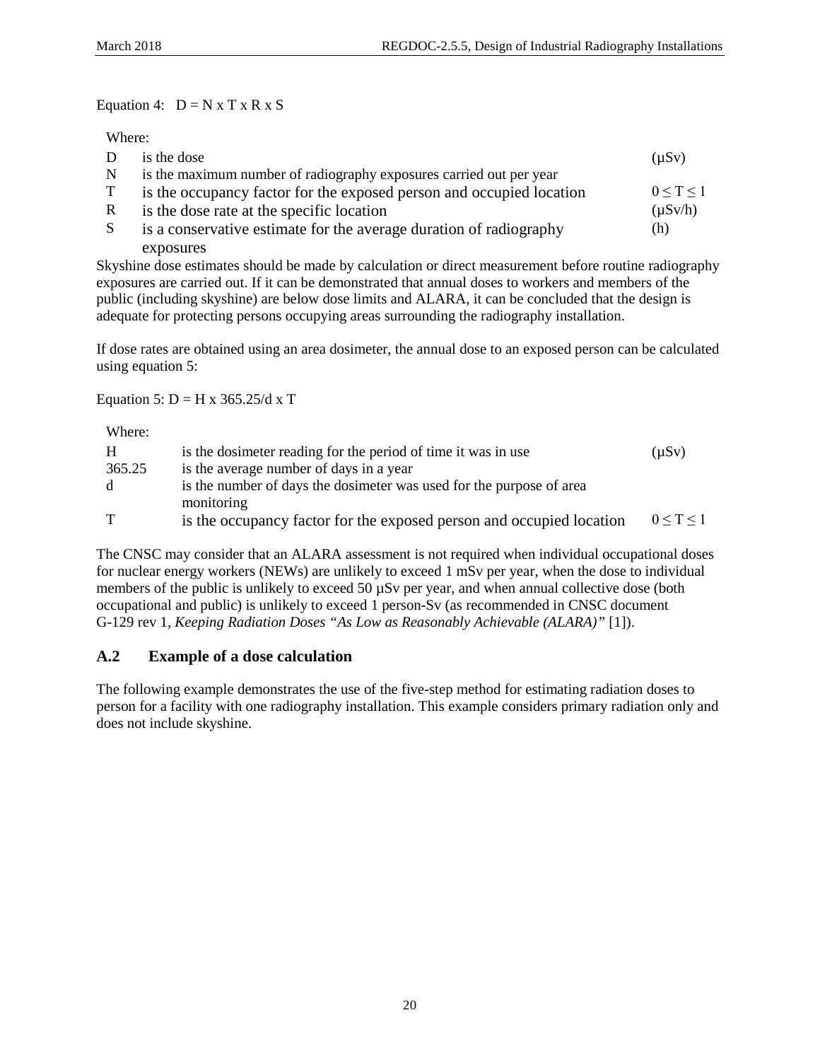Equation 4: $D = N \times T \times R \times S$

Where:

| | | |
|---|---|---|
| D | is the dose | (μSv) |
| N | is the maximum number of radiography exposures carried out per year | |
| T | is the occupancy factor for the exposed person and occupied location | $0 \leq T \leq 1$ |
| R | is the dose rate at the specific location | (μSv/h) |
| S | is a conservative estimate for the average duration of radiography exposures | (h) |

Skyshine dose estimates should be made by calculation or direct measurement before routine radiography exposures are carried out. If it can be demonstrated that annual doses to workers and members of the public (including skyshine) are below dose limits and ALARA, it can be concluded that the design is adequate for protecting persons occupying areas surrounding the radiography installation.

If dose rates are obtained using an area dosimeter, the annual dose to an exposed person can be calculated using equation 5:

Equation 5: $D = H \times 365.25/d \times T$

Where:

| | | |
|---|---|---|
| H | is the dosimeter reading for the period of time it was in use | (μSv) |
| 365.25 | is the average number of days in a year | |
| d | is the number of days the dosimeter was used for the purpose of area monitoring | |
| T | is the occupancy factor for the exposed person and occupied location | $0 \leq T \leq 1$ |

The CNSC may consider that an ALARA assessment is not required when individual occupational doses for nuclear energy workers (NEWs) are unlikely to exceed 1 mSv per year, when the dose to individual members of the public is unlikely to exceed 50 μSv per year, and when annual collective dose (both occupational and public) is unlikely to exceed 1 person-Sv (as recommended in CNSC document G-129 rev 1, *Keeping Radiation Doses "As Low as Reasonably Achievable (ALARA)"* [1]).

## A.2 Example of a dose calculation

The following example demonstrates the use of the five-step method for estimating radiation doses to person for a facility with one radiography installation. This example considers primary radiation only and does not include skyshine.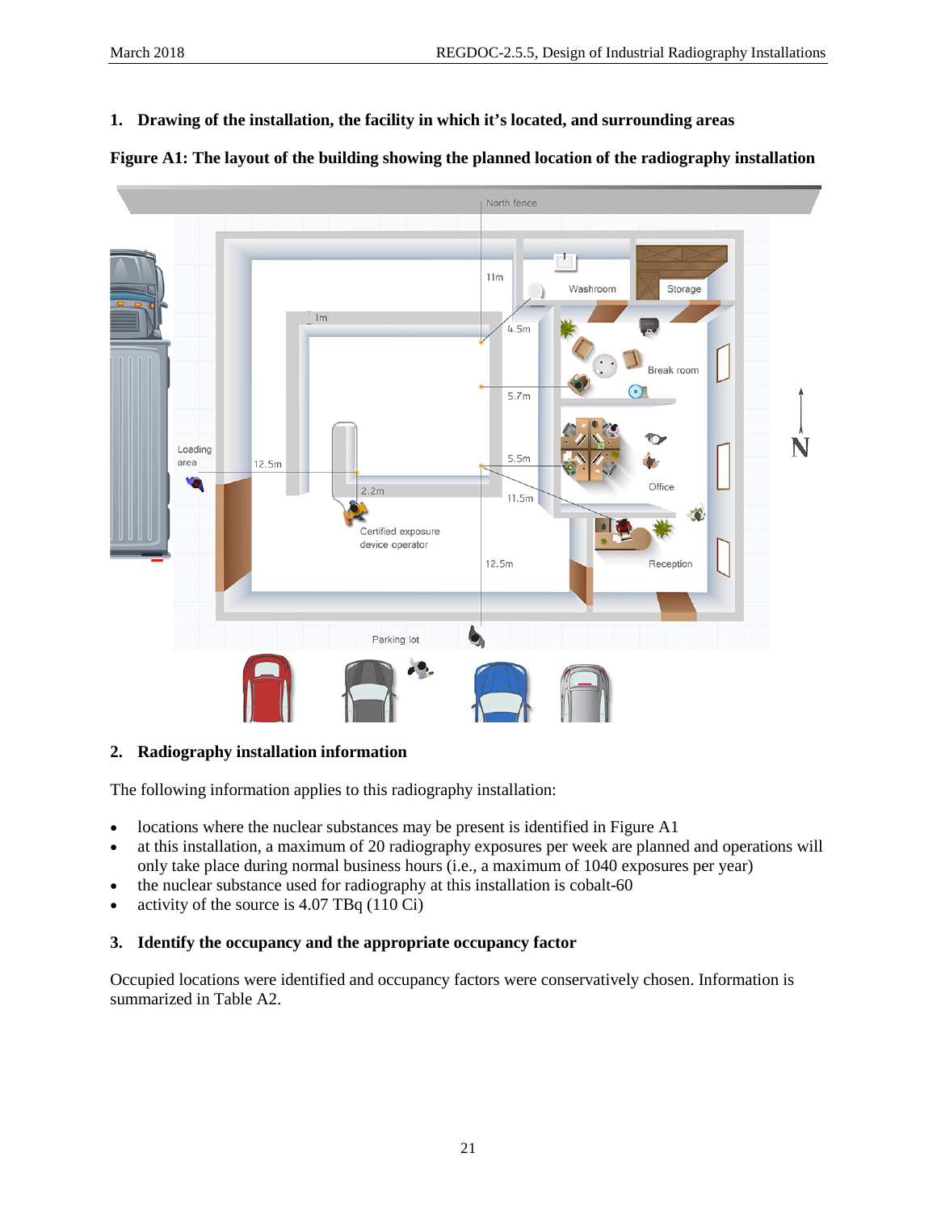## 1. Drawing of the installation, the facility in which it's located, and surrounding areas

**Figure A1: The layout of the building showing the planned location of the radiography installation**

## 2. Radiography installation information

The following information applies to this radiography installation:

- locations where the nuclear substances may be present is identified in Figure A1
- at this installation, a maximum of 20 radiography exposures per week are planned and operations will only take place during normal business hours (i.e., a maximum of 1040 exposures per year)
- the nuclear substance used for radiography at this installation is cobalt-60
- activity of the source is 4.07 TBq (110 Ci)

## 3. Identify the occupancy and the appropriate occupancy factor

Occupied locations were identified and occupancy factors were conservatively chosen. Information is summarized in Table A2.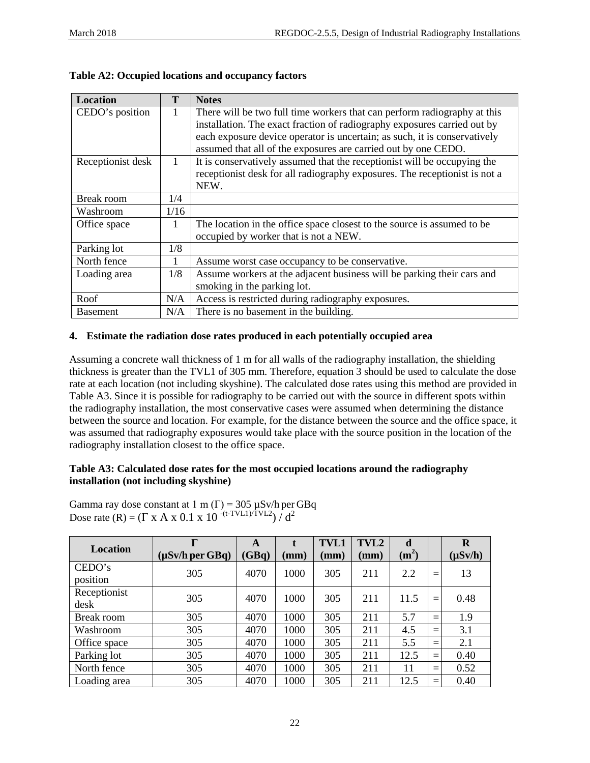**Table A2: Occupied locations and occupancy factors**

| Location | T | Notes |
|---|---|---|
| CEDO's position | 1 | There will be two full time workers that can perform radiography at this installation. The exact fraction of radiography exposures carried out by each exposure device operator is uncertain; as such, it is conservatively assumed that all of the exposures are carried out by one CEDO. |
| Receptionist desk | 1 | It is conservatively assumed that the receptionist will be occupying the receptionist desk for all radiography exposures. The receptionist is not a NEW. |
| Break room | 1/4 | |
| Washroom | 1/16 | |
| Office space | 1 | The location in the office space closest to the source is assumed to be occupied by worker that is not a NEW. |
| Parking lot | 1/8 | |
| North fence | 1 | Assume worst case occupancy to be conservative. |
| Loading area | 1/8 | Assume workers at the adjacent business will be parking their cars and smoking in the parking lot. |
| Roof | N/A | Access is restricted during radiography exposures. |
| Basement | N/A | There is no basement in the building. |

### 4. Estimate the radiation dose rates produced in each potentially occupied area

Assuming a concrete wall thickness of 1 m for all walls of the radiography installation, the shielding thickness is greater than the TVL1 of 305 mm. Therefore, equation 3 should be used to calculate the dose rate at each location (not including skyshine). The calculated dose rates using this method are provided in Table A3. Since it is possible for radiography to be carried out with the source in different spots within the radiography installation, the most conservative cases were assumed when determining the distance between the source and location. For example, for the distance between the source and the office space, it was assumed that radiography exposures would take place with the source position in the location of the radiography installation closest to the office space.

**Table A3: Calculated dose rates for the most occupied locations around the radiography installation (not including skyshine)**

Gamma ray dose constant at 1 m ($\Gamma$) = 305 µSv/h per GBq
Dose rate (R) = $(\Gamma \times A \times 0.1 \times 10^{-(t-TVL1)/TVL2}) / d^2$

| Location | Γ (µSv/h per GBq) | A (GBq) | t (mm) | TVL1 (mm) | TVL2 (mm) | d ($m^2$) | | R (µSv/h) |
|---|---|---|---|---|---|---|---|---|
| CEDO's position | 305 | 4070 | 1000 | 305 | 211 | 2.2 | = | 13 |
| Receptionist desk | 305 | 4070 | 1000 | 305 | 211 | 11.5 | = | 0.48 |
| Break room | 305 | 4070 | 1000 | 305 | 211 | 5.7 | = | 1.9 |
| Washroom | 305 | 4070 | 1000 | 305 | 211 | 4.5 | = | 3.1 |
| Office space | 305 | 4070 | 1000 | 305 | 211 | 5.5 | = | 2.1 |
| Parking lot | 305 | 4070 | 1000 | 305 | 211 | 12.5 | = | 0.40 |
| North fence | 305 | 4070 | 1000 | 305 | 211 | 11 | = | 0.52 |
| Loading area | 305 | 4070 | 1000 | 305 | 211 | 12.5 | = | 0.40 |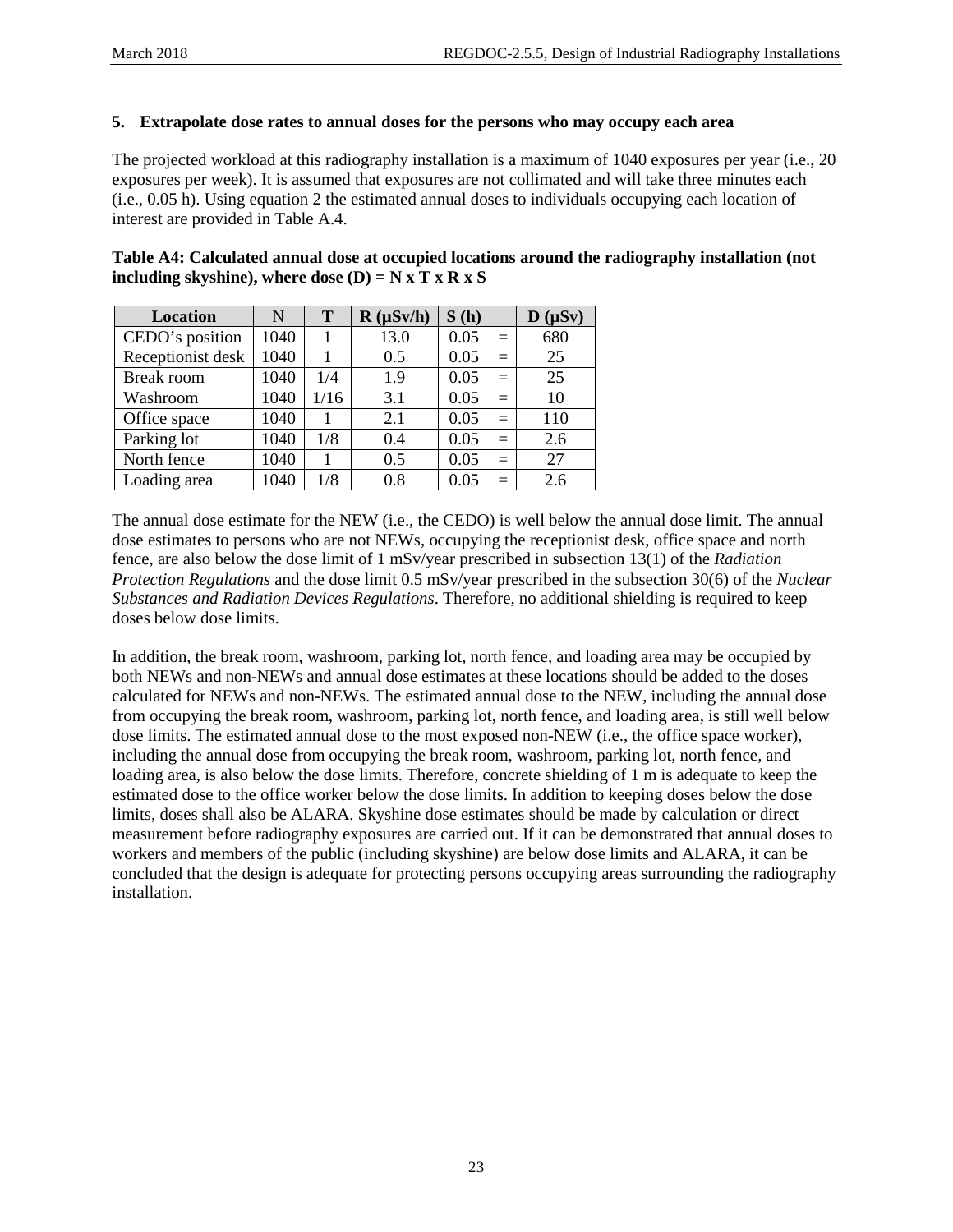**5. Extrapolate dose rates to annual doses for the persons who may occupy each area**

The projected workload at this radiography installation is a maximum of 1040 exposures per year (i.e., 20 exposures per week). It is assumed that exposures are not collimated and will take three minutes each (i.e., 0.05 h). Using equation 2 the estimated annual doses to individuals occupying each location of interest are provided in Table A.4.

**Table A4: Calculated annual dose at occupied locations around the radiography installation (not including skyshine), where dose (D) = N x T x R x S**

| Location | N | T | R (μSv/h) | S (h) | | D (μSv) |
|---|---|---|---|---|---|---|
| CEDO's position | 1040 | 1 | 13.0 | 0.05 | = | 680 |
| Receptionist desk | 1040 | 1 | 0.5 | 0.05 | = | 25 |
| Break room | 1040 | 1/4 | 1.9 | 0.05 | = | 25 |
| Washroom | 1040 | 1/16 | 3.1 | 0.05 | = | 10 |
| Office space | 1040 | 1 | 2.1 | 0.05 | = | 110 |
| Parking lot | 1040 | 1/8 | 0.4 | 0.05 | = | 2.6 |
| North fence | 1040 | 1 | 0.5 | 0.05 | = | 27 |
| Loading area | 1040 | 1/8 | 0.8 | 0.05 | = | 2.6 |

The annual dose estimate for the NEW (i.e., the CEDO) is well below the annual dose limit. The annual dose estimates to persons who are not NEWs, occupying the receptionist desk, office space and north fence, are also below the dose limit of 1 mSv/year prescribed in subsection 13(1) of the *Radiation Protection Regulations* and the dose limit 0.5 mSv/year prescribed in the subsection 30(6) of the *Nuclear Substances and Radiation Devices Regulations*. Therefore, no additional shielding is required to keep doses below dose limits.

In addition, the break room, washroom, parking lot, north fence, and loading area may be occupied by both NEWs and non-NEWs and annual dose estimates at these locations should be added to the doses calculated for NEWs and non-NEWs. The estimated annual dose to the NEW, including the annual dose from occupying the break room, washroom, parking lot, north fence, and loading area, is still well below dose limits. The estimated annual dose to the most exposed non-NEW (i.e., the office space worker), including the annual dose from occupying the break room, washroom, parking lot, north fence, and loading area, is also below the dose limits. Therefore, concrete shielding of 1 m is adequate to keep the estimated dose to the office worker below the dose limits. In addition to keeping doses below the dose limits, doses shall also be ALARA. Skyshine dose estimates should be made by calculation or direct measurement before radiography exposures are carried out. If it can be demonstrated that annual doses to workers and members of the public (including skyshine) are below dose limits and ALARA, it can be concluded that the design is adequate for protecting persons occupying areas surrounding the radiography installation.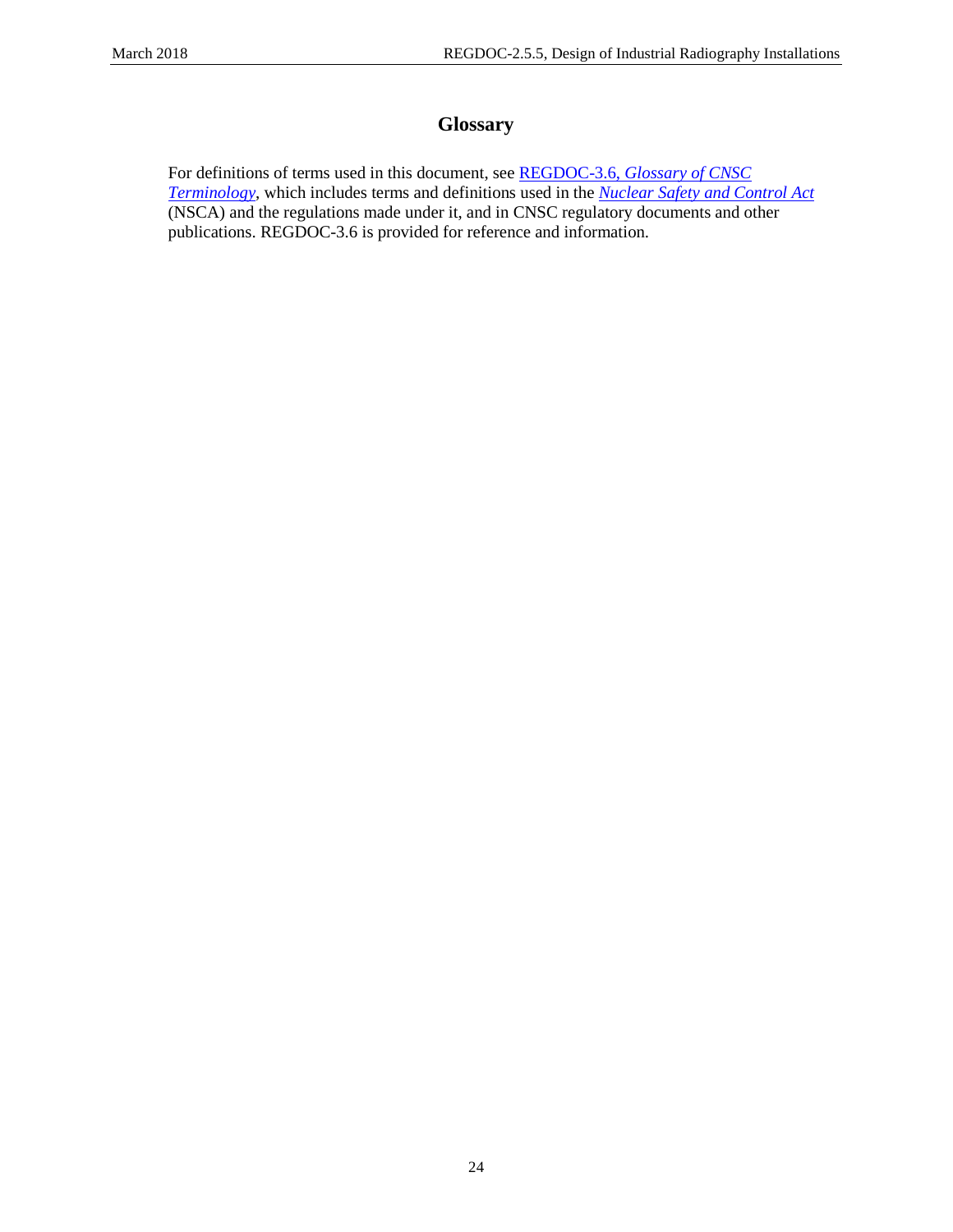# Glossary

For definitions of terms used in this document, see REGDOC-3.6, *Glossary of CNSC Terminology*, which includes terms and definitions used in the *Nuclear Safety and Control Act* (NSCA) and the regulations made under it, and in CNSC regulatory documents and other publications. REGDOC-3.6 is provided for reference and information.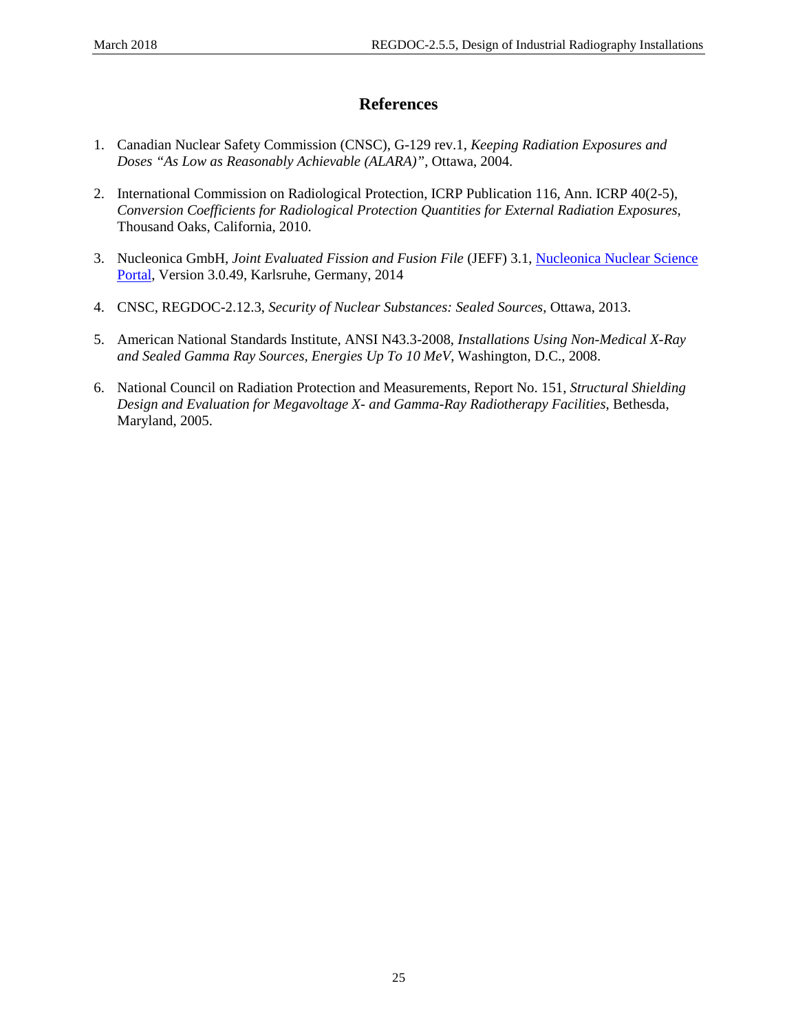# References

1. Canadian Nuclear Safety Commission (CNSC), G-129 rev.1, *Keeping Radiation Exposures and Doses "As Low as Reasonably Achievable (ALARA)"*, Ottawa, 2004.

2. International Commission on Radiological Protection, ICRP Publication 116, Ann. ICRP 40(2-5), *Conversion Coefficients for Radiological Protection Quantities for External Radiation Exposures*, Thousand Oaks, California, 2010.

3. Nucleonica GmbH, *Joint Evaluated Fission and Fusion File* (JEFF) 3.1, Nucleonica Nuclear Science Portal, Version 3.0.49, Karlsruhe, Germany, 2014

4. CNSC, REGDOC-2.12.3, *Security of Nuclear Substances: Sealed Sources*, Ottawa, 2013.

5. American National Standards Institute, ANSI N43.3-2008, *Installations Using Non-Medical X-Ray and Sealed Gamma Ray Sources, Energies Up To 10 MeV*, Washington, D.C., 2008.

6. National Council on Radiation Protection and Measurements, Report No. 151, *Structural Shielding Design and Evaluation for Megavoltage X- and Gamma-Ray Radiotherapy Facilities*, Bethesda, Maryland, 2005.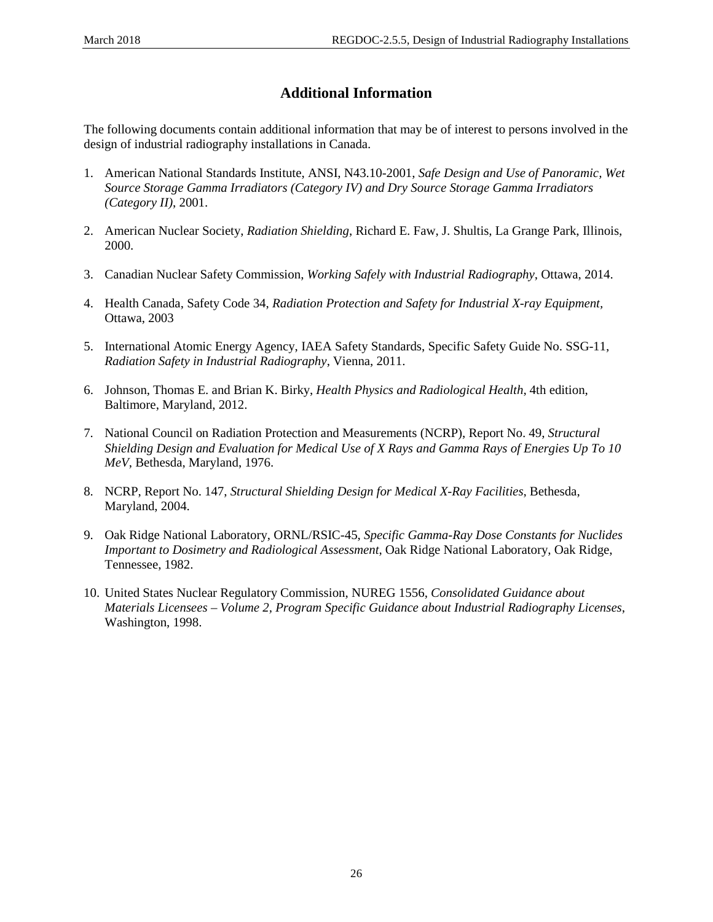# Additional Information

The following documents contain additional information that may be of interest to persons involved in the design of industrial radiography installations in Canada.

1. American National Standards Institute, ANSI, N43.10-2001, *Safe Design and Use of Panoramic, Wet Source Storage Gamma Irradiators (Category IV) and Dry Source Storage Gamma Irradiators (Category II)*, 2001.
2. American Nuclear Society, *Radiation Shielding*, Richard E. Faw, J. Shultis, La Grange Park, Illinois, 2000.
3. Canadian Nuclear Safety Commission, *Working Safely with Industrial Radiography*, Ottawa, 2014.
4. Health Canada, Safety Code 34, *Radiation Protection and Safety for Industrial X-ray Equipment*, Ottawa, 2003
5. International Atomic Energy Agency, IAEA Safety Standards, Specific Safety Guide No. SSG-11, *Radiation Safety in Industrial Radiography*, Vienna, 2011.
6. Johnson, Thomas E. and Brian K. Birky, *Health Physics and Radiological Health*, 4th edition, Baltimore, Maryland, 2012.
7. National Council on Radiation Protection and Measurements (NCRP), Report No. 49, *Structural Shielding Design and Evaluation for Medical Use of X Rays and Gamma Rays of Energies Up To 10 MeV*, Bethesda, Maryland, 1976.
8. NCRP, Report No. 147, *Structural Shielding Design for Medical X-Ray Facilities*, Bethesda, Maryland, 2004.
9. Oak Ridge National Laboratory, ORNL/RSIC-45, *Specific Gamma-Ray Dose Constants for Nuclides Important to Dosimetry and Radiological Assessment*, Oak Ridge National Laboratory, Oak Ridge, Tennessee, 1982.
10. United States Nuclear Regulatory Commission, NUREG 1556, *Consolidated Guidance about Materials Licensees – Volume 2, Program Specific Guidance about Industrial Radiography Licenses*, Washington, 1998.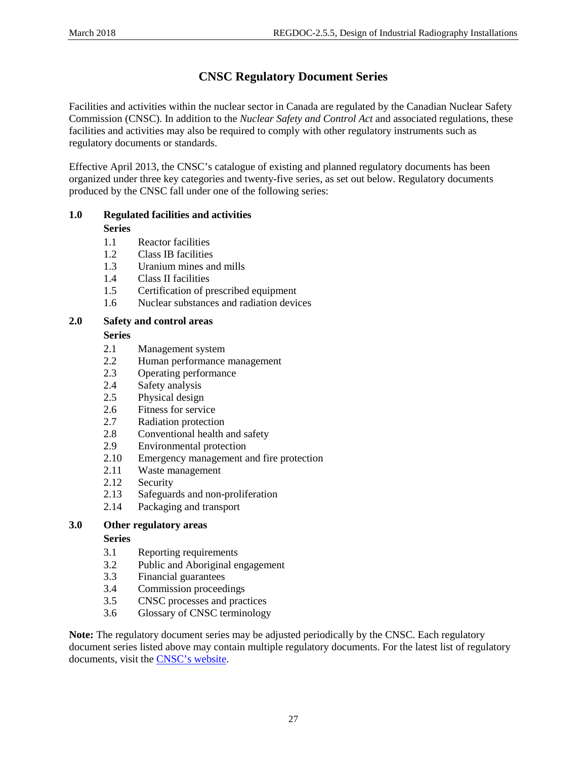# CNSC Regulatory Document Series

Facilities and activities within the nuclear sector in Canada are regulated by the Canadian Nuclear Safety Commission (CNSC). In addition to the *Nuclear Safety and Control Act* and associated regulations, these facilities and activities may also be required to comply with other regulatory instruments such as regulatory documents or standards.

Effective April 2013, the CNSC's catalogue of existing and planned regulatory documents has been organized under three key categories and twenty-five series, as set out below. Regulatory documents produced by the CNSC fall under one of the following series:

**1.0 Regulated facilities and activities**

**Series**

- 1.1 Reactor facilities
- 1.2 Class IB facilities
- 1.3 Uranium mines and mills
- 1.4 Class II facilities
- 1.5 Certification of prescribed equipment
- 1.6 Nuclear substances and radiation devices

**2.0 Safety and control areas**

**Series**

- 2.1 Management system
- 2.2 Human performance management
- 2.3 Operating performance
- 2.4 Safety analysis
- 2.5 Physical design
- 2.6 Fitness for service
- 2.7 Radiation protection
- 2.8 Conventional health and safety
- 2.9 Environmental protection
- 2.10 Emergency management and fire protection
- 2.11 Waste management
- 2.12 Security
- 2.13 Safeguards and non-proliferation
- 2.14 Packaging and transport

**3.0 Other regulatory areas**

**Series**

- 3.1 Reporting requirements
- 3.2 Public and Aboriginal engagement
- 3.3 Financial guarantees
- 3.4 Commission proceedings
- 3.5 CNSC processes and practices
- 3.6 Glossary of CNSC terminology

**Note:** The regulatory document series may be adjusted periodically by the CNSC. Each regulatory document series listed above may contain multiple regulatory documents. For the latest list of regulatory documents, visit the CNSC's website.